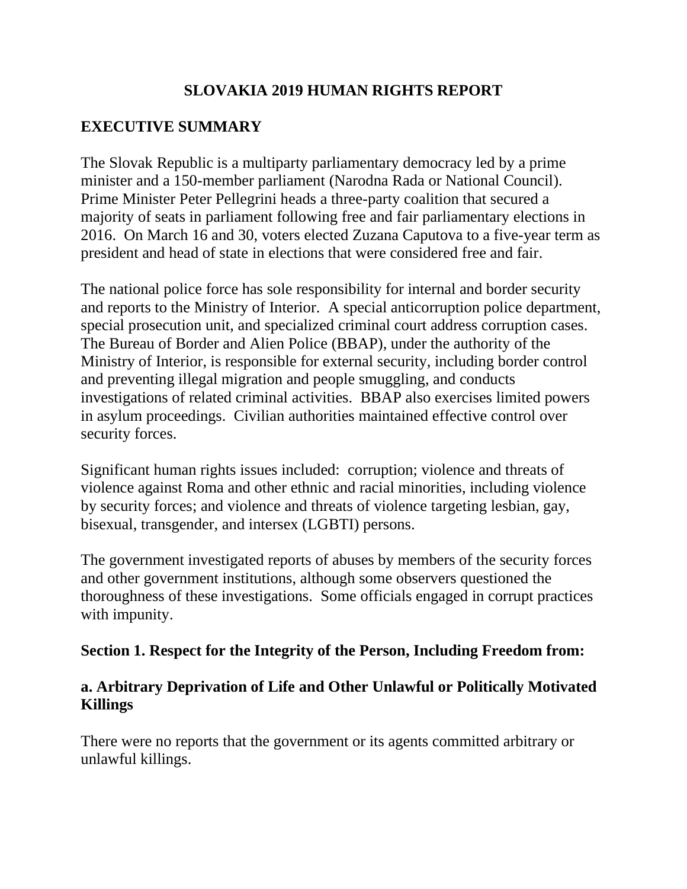# SLOVAKIA 2019 HUMAN RIGHTS REPORT

## EXECUTIVE SUMMARY

The Slovak Republic is a multiparty parliamentary democracy led by a prime minister and a 150-member parliament (Narodna Rada or National Council). Prime Minister Peter Pellegrini heads a three-party coalition that secured a majority of seats in parliament following free and fair parliamentary elections in 2016. On March 16 and 30, voters elected Zuzana Caputova to a five-year term as president and head of state in elections that were considered free and fair.

The national police force has sole responsibility for internal and border security and reports to the Ministry of Interior. A special anticorruption police department, special prosecution unit, and specialized criminal court address corruption cases. The Bureau of Border and Alien Police (BBAP), under the authority of the Ministry of Interior, is responsible for external security, including border control and preventing illegal migration and people smuggling, and conducts investigations of related criminal activities. BBAP also exercises limited powers in asylum proceedings. Civilian authorities maintained effective control over security forces.

Significant human rights issues included: corruption; violence and threats of violence against Roma and other ethnic and racial minorities, including violence by security forces; and violence and threats of violence targeting lesbian, gay, bisexual, transgender, and intersex (LGBTI) persons.

The government investigated reports of abuses by members of the security forces and other government institutions, although some observers questioned the thoroughness of these investigations. Some officials engaged in corrupt practices with impunity.

## Section 1. Respect for the Integrity of the Person, Including Freedom from:

### a. Arbitrary Deprivation of Life and Other Unlawful or Politically Motivated Killings

There were no reports that the government or its agents committed arbitrary or unlawful killings.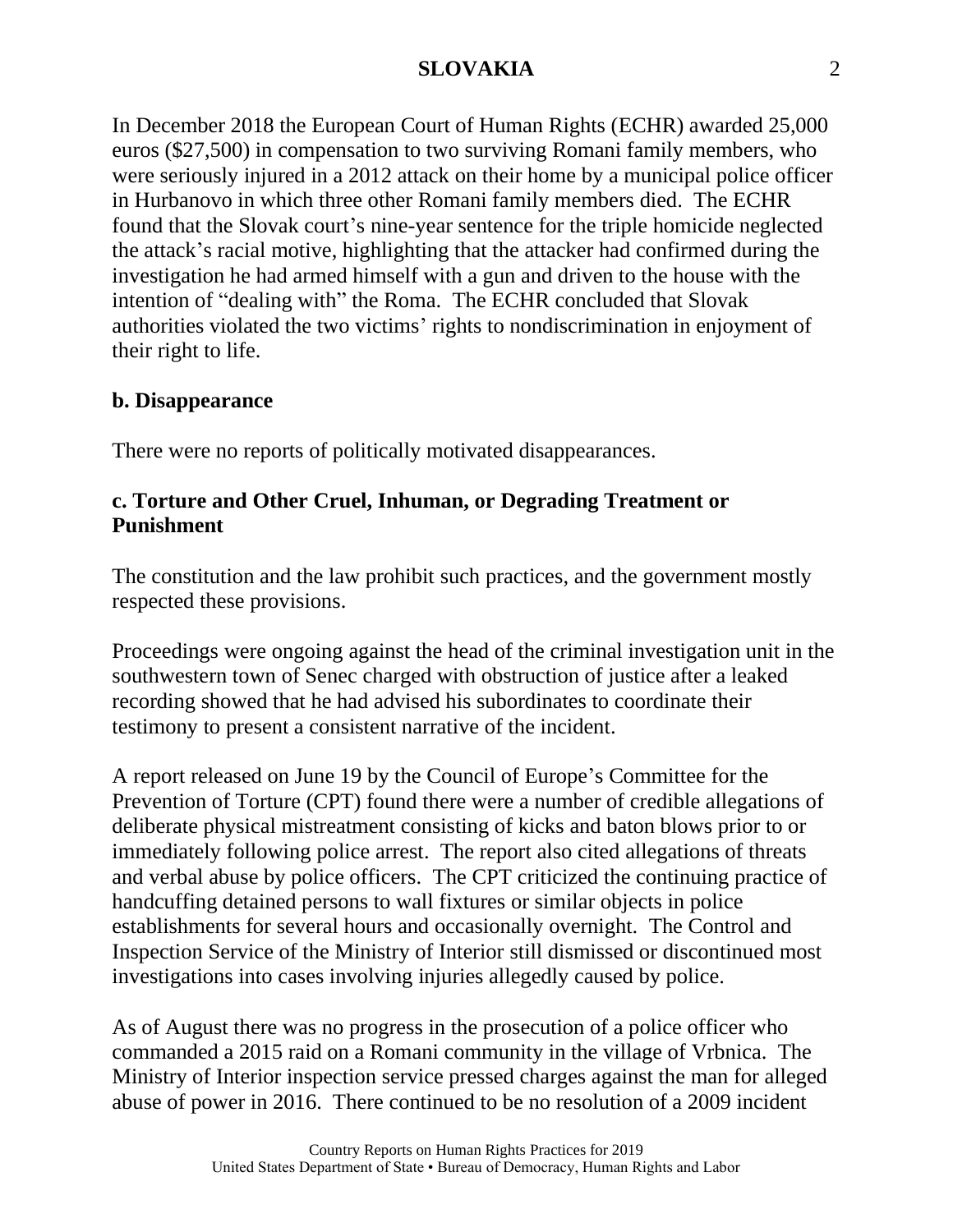In December 2018 the European Court of Human Rights (ECHR) awarded 25,000 euros ($27,500) in compensation to two surviving Romani family members, who were seriously injured in a 2012 attack on their home by a municipal police officer in Hurbanovo in which three other Romani family members died. The ECHR found that the Slovak court's nine-year sentence for the triple homicide neglected the attack's racial motive, highlighting that the attacker had confirmed during the investigation he had armed himself with a gun and driven to the house with the intention of "dealing with" the Roma. The ECHR concluded that Slovak authorities violated the two victims' rights to nondiscrimination in enjoyment of their right to life.

## b. Disappearance

There were no reports of politically motivated disappearances.

## c. Torture and Other Cruel, Inhuman, or Degrading Treatment or Punishment

The constitution and the law prohibit such practices, and the government mostly respected these provisions.

Proceedings were ongoing against the head of the criminal investigation unit in the southwestern town of Senec charged with obstruction of justice after a leaked recording showed that he had advised his subordinates to coordinate their testimony to present a consistent narrative of the incident.

A report released on June 19 by the Council of Europe's Committee for the Prevention of Torture (CPT) found there were a number of credible allegations of deliberate physical mistreatment consisting of kicks and baton blows prior to or immediately following police arrest. The report also cited allegations of threats and verbal abuse by police officers. The CPT criticized the continuing practice of handcuffing detained persons to wall fixtures or similar objects in police establishments for several hours and occasionally overnight. The Control and Inspection Service of the Ministry of Interior still dismissed or discontinued most investigations into cases involving injuries allegedly caused by police.

As of August there was no progress in the prosecution of a police officer who commanded a 2015 raid on a Romani community in the village of Vrbnica. The Ministry of Interior inspection service pressed charges against the man for alleged abuse of power in 2016. There continued to be no resolution of a 2009 incident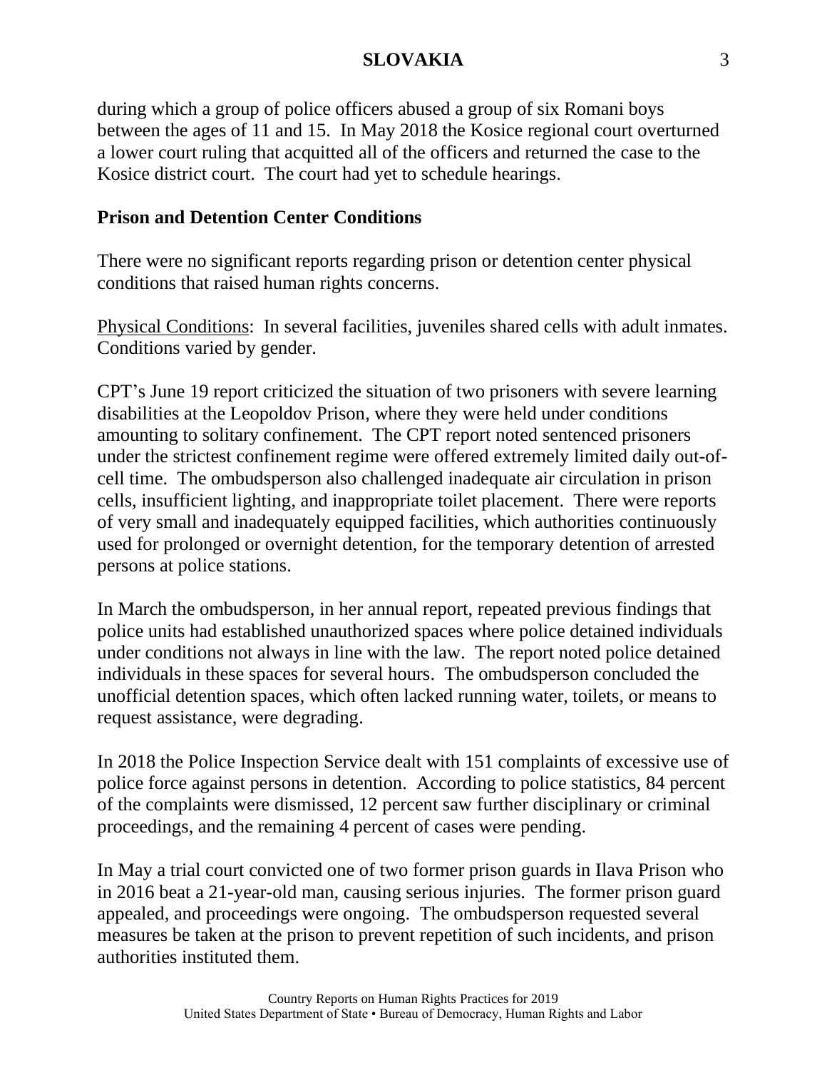during which a group of police officers abused a group of six Romani boys between the ages of 11 and 15. In May 2018 the Kosice regional court overturned a lower court ruling that acquitted all of the officers and returned the case to the Kosice district court. The court had yet to schedule hearings.

**Prison and Detention Center Conditions**

There were no significant reports regarding prison or detention center physical conditions that raised human rights concerns.

Physical Conditions: In several facilities, juveniles shared cells with adult inmates. Conditions varied by gender.

CPT's June 19 report criticized the situation of two prisoners with severe learning disabilities at the Leopoldov Prison, where they were held under conditions amounting to solitary confinement. The CPT report noted sentenced prisoners under the strictest confinement regime were offered extremely limited daily out-of-cell time. The ombudsperson also challenged inadequate air circulation in prison cells, insufficient lighting, and inappropriate toilet placement. There were reports of very small and inadequately equipped facilities, which authorities continuously used for prolonged or overnight detention, for the temporary detention of arrested persons at police stations.

In March the ombudsperson, in her annual report, repeated previous findings that police units had established unauthorized spaces where police detained individuals under conditions not always in line with the law. The report noted police detained individuals in these spaces for several hours. The ombudsperson concluded the unofficial detention spaces, which often lacked running water, toilets, or means to request assistance, were degrading.

In 2018 the Police Inspection Service dealt with 151 complaints of excessive use of police force against persons in detention. According to police statistics, 84 percent of the complaints were dismissed, 12 percent saw further disciplinary or criminal proceedings, and the remaining 4 percent of cases were pending.

In May a trial court convicted one of two former prison guards in Ilava Prison who in 2016 beat a 21-year-old man, causing serious injuries. The former prison guard appealed, and proceedings were ongoing. The ombudsperson requested several measures be taken at the prison to prevent repetition of such incidents, and prison authorities instituted them.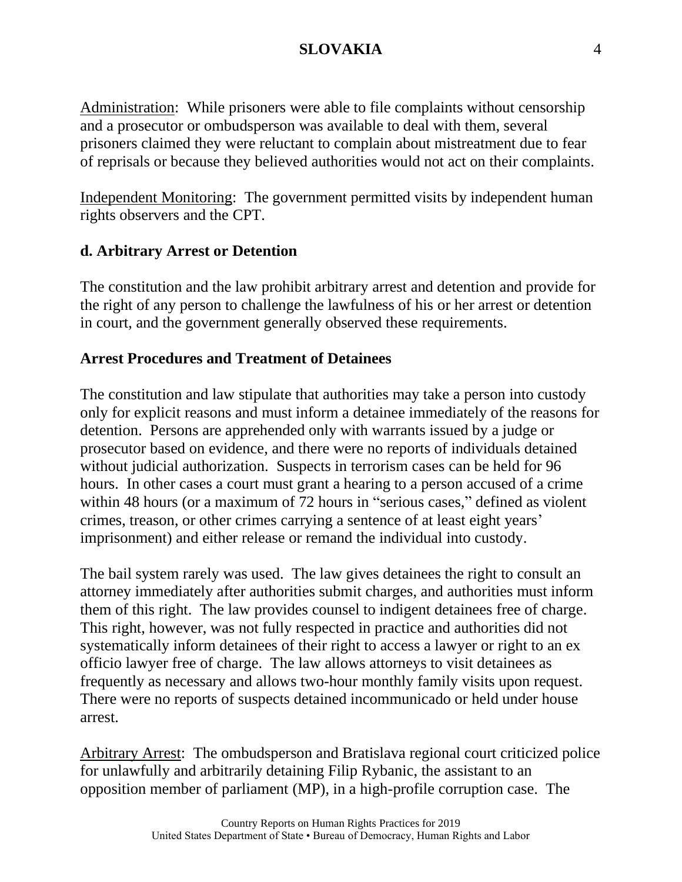Administration: While prisoners were able to file complaints without censorship and a prosecutor or ombudsperson was available to deal with them, several prisoners claimed they were reluctant to complain about mistreatment due to fear of reprisals or because they believed authorities would not act on their complaints.

Independent Monitoring: The government permitted visits by independent human rights observers and the CPT.

### d. Arbitrary Arrest or Detention

The constitution and the law prohibit arbitrary arrest and detention and provide for the right of any person to challenge the lawfulness of his or her arrest or detention in court, and the government generally observed these requirements.

### Arrest Procedures and Treatment of Detainees

The constitution and law stipulate that authorities may take a person into custody only for explicit reasons and must inform a detainee immediately of the reasons for detention. Persons are apprehended only with warrants issued by a judge or prosecutor based on evidence, and there were no reports of individuals detained without judicial authorization. Suspects in terrorism cases can be held for 96 hours. In other cases a court must grant a hearing to a person accused of a crime within 48 hours (or a maximum of 72 hours in "serious cases," defined as violent crimes, treason, or other crimes carrying a sentence of at least eight years' imprisonment) and either release or remand the individual into custody.

The bail system rarely was used. The law gives detainees the right to consult an attorney immediately after authorities submit charges, and authorities must inform them of this right. The law provides counsel to indigent detainees free of charge. This right, however, was not fully respected in practice and authorities did not systematically inform detainees of their right to access a lawyer or right to an ex officio lawyer free of charge. The law allows attorneys to visit detainees as frequently as necessary and allows two-hour monthly family visits upon request. There were no reports of suspects detained incommunicado or held under house arrest.

Arbitrary Arrest: The ombudsperson and Bratislava regional court criticized police for unlawfully and arbitrarily detaining Filip Rybanic, the assistant to an opposition member of parliament (MP), in a high-profile corruption case. The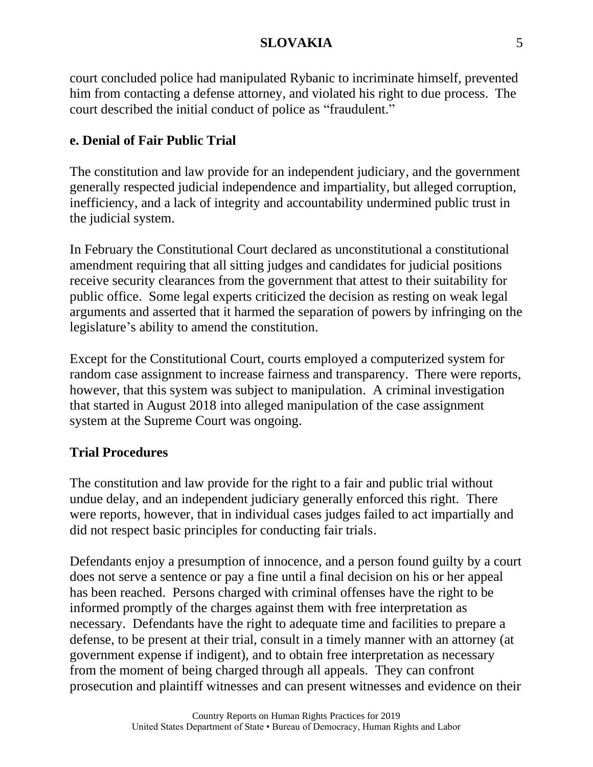court concluded police had manipulated Rybanic to incriminate himself, prevented him from contacting a defense attorney, and violated his right to due process. The court described the initial conduct of police as "fraudulent."

**e. Denial of Fair Public Trial**

The constitution and law provide for an independent judiciary, and the government generally respected judicial independence and impartiality, but alleged corruption, inefficiency, and a lack of integrity and accountability undermined public trust in the judicial system.

In February the Constitutional Court declared as unconstitutional a constitutional amendment requiring that all sitting judges and candidates for judicial positions receive security clearances from the government that attest to their suitability for public office. Some legal experts criticized the decision as resting on weak legal arguments and asserted that it harmed the separation of powers by infringing on the legislature's ability to amend the constitution.

Except for the Constitutional Court, courts employed a computerized system for random case assignment to increase fairness and transparency. There were reports, however, that this system was subject to manipulation. A criminal investigation that started in August 2018 into alleged manipulation of the case assignment system at the Supreme Court was ongoing.

**Trial Procedures**

The constitution and law provide for the right to a fair and public trial without undue delay, and an independent judiciary generally enforced this right. There were reports, however, that in individual cases judges failed to act impartially and did not respect basic principles for conducting fair trials.

Defendants enjoy a presumption of innocence, and a person found guilty by a court does not serve a sentence or pay a fine until a final decision on his or her appeal has been reached. Persons charged with criminal offenses have the right to be informed promptly of the charges against them with free interpretation as necessary. Defendants have the right to adequate time and facilities to prepare a defense, to be present at their trial, consult in a timely manner with an attorney (at government expense if indigent), and to obtain free interpretation as necessary from the moment of being charged through all appeals. They can confront prosecution and plaintiff witnesses and can present witnesses and evidence on their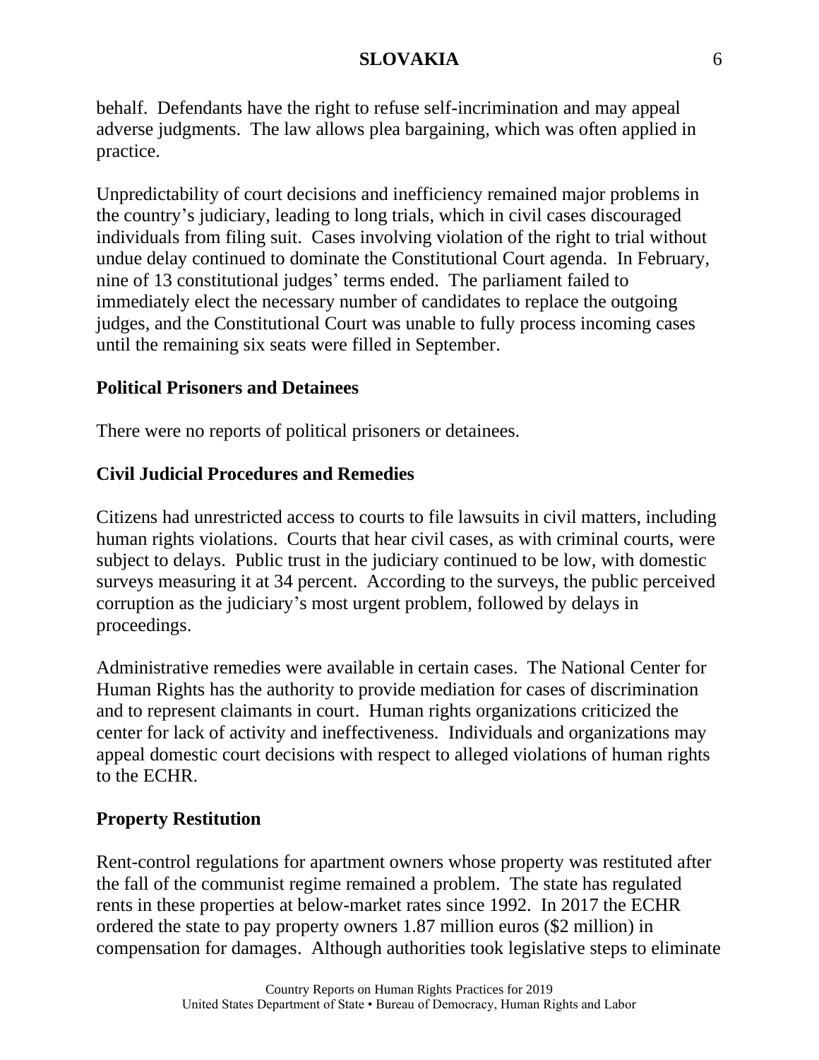behalf. Defendants have the right to refuse self-incrimination and may appeal adverse judgments. The law allows plea bargaining, which was often applied in practice.

Unpredictability of court decisions and inefficiency remained major problems in the country's judiciary, leading to long trials, which in civil cases discouraged individuals from filing suit. Cases involving violation of the right to trial without undue delay continued to dominate the Constitutional Court agenda. In February, nine of 13 constitutional judges' terms ended. The parliament failed to immediately elect the necessary number of candidates to replace the outgoing judges, and the Constitutional Court was unable to fully process incoming cases until the remaining six seats were filled in September.

## Political Prisoners and Detainees

There were no reports of political prisoners or detainees.

## Civil Judicial Procedures and Remedies

Citizens had unrestricted access to courts to file lawsuits in civil matters, including human rights violations. Courts that hear civil cases, as with criminal courts, were subject to delays. Public trust in the judiciary continued to be low, with domestic surveys measuring it at 34 percent. According to the surveys, the public perceived corruption as the judiciary's most urgent problem, followed by delays in proceedings.

Administrative remedies were available in certain cases. The National Center for Human Rights has the authority to provide mediation for cases of discrimination and to represent claimants in court. Human rights organizations criticized the center for lack of activity and ineffectiveness. Individuals and organizations may appeal domestic court decisions with respect to alleged violations of human rights to the ECHR.

## Property Restitution

Rent-control regulations for apartment owners whose property was restituted after the fall of the communist regime remained a problem. The state has regulated rents in these properties at below-market rates since 1992. In 2017 the ECHR ordered the state to pay property owners 1.87 million euros ($2 million) in compensation for damages. Although authorities took legislative steps to eliminate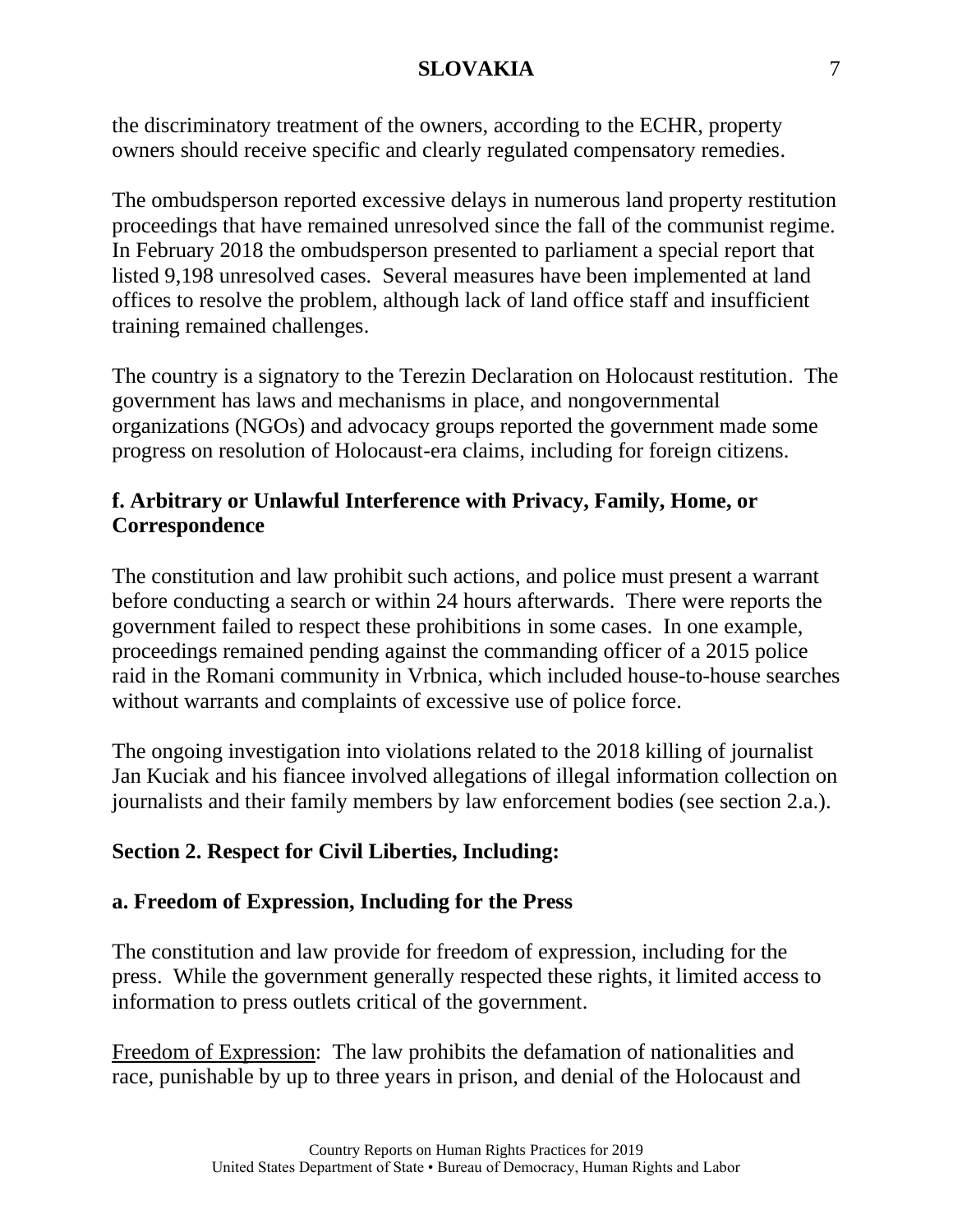the discriminatory treatment of the owners, according to the ECHR, property owners should receive specific and clearly regulated compensatory remedies.

The ombudsperson reported excessive delays in numerous land property restitution proceedings that have remained unresolved since the fall of the communist regime. In February 2018 the ombudsperson presented to parliament a special report that listed 9,198 unresolved cases. Several measures have been implemented at land offices to resolve the problem, although lack of land office staff and insufficient training remained challenges.

The country is a signatory to the Terezin Declaration on Holocaust restitution. The government has laws and mechanisms in place, and nongovernmental organizations (NGOs) and advocacy groups reported the government made some progress on resolution of Holocaust-era claims, including for foreign citizens.

### f. Arbitrary or Unlawful Interference with Privacy, Family, Home, or Correspondence

The constitution and law prohibit such actions, and police must present a warrant before conducting a search or within 24 hours afterwards. There were reports the government failed to respect these prohibitions in some cases. In one example, proceedings remained pending against the commanding officer of a 2015 police raid in the Romani community in Vrbnica, which included house-to-house searches without warrants and complaints of excessive use of police force.

The ongoing investigation into violations related to the 2018 killing of journalist Jan Kuciak and his fiancee involved allegations of illegal information collection on journalists and their family members by law enforcement bodies (see section 2.a.).

## Section 2. Respect for Civil Liberties, Including:

### a. Freedom of Expression, Including for the Press

The constitution and law provide for freedom of expression, including for the press. While the government generally respected these rights, it limited access to information to press outlets critical of the government.

Freedom of Expression: The law prohibits the defamation of nationalities and race, punishable by up to three years in prison, and denial of the Holocaust and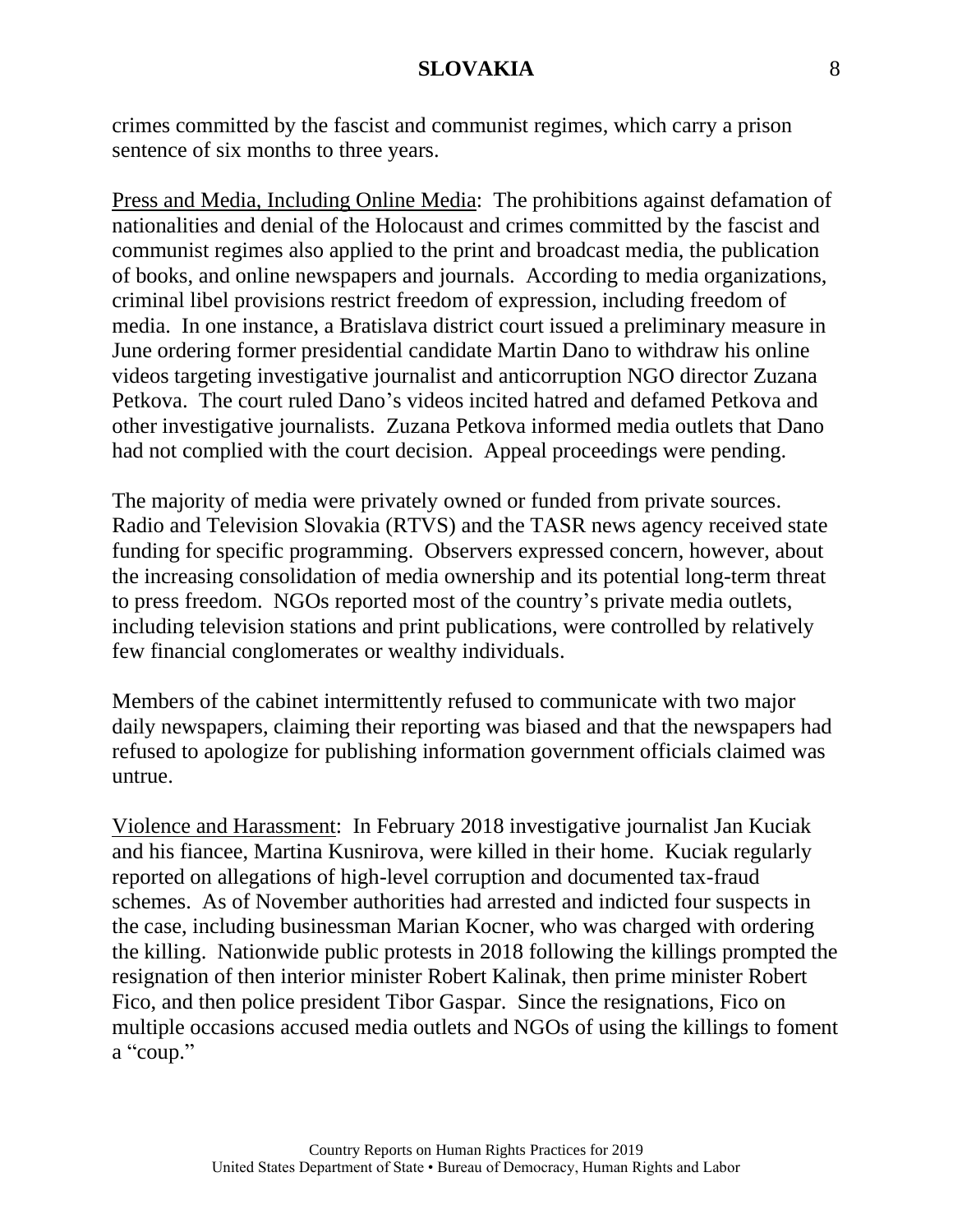crimes committed by the fascist and communist regimes, which carry a prison sentence of six months to three years.

Press and Media, Including Online Media: The prohibitions against defamation of nationalities and denial of the Holocaust and crimes committed by the fascist and communist regimes also applied to the print and broadcast media, the publication of books, and online newspapers and journals. According to media organizations, criminal libel provisions restrict freedom of expression, including freedom of media. In one instance, a Bratislava district court issued a preliminary measure in June ordering former presidential candidate Martin Dano to withdraw his online videos targeting investigative journalist and anticorruption NGO director Zuzana Petkova. The court ruled Dano's videos incited hatred and defamed Petkova and other investigative journalists. Zuzana Petkova informed media outlets that Dano had not complied with the court decision. Appeal proceedings were pending.

The majority of media were privately owned or funded from private sources. Radio and Television Slovakia (RTVS) and the TASR news agency received state funding for specific programming. Observers expressed concern, however, about the increasing consolidation of media ownership and its potential long-term threat to press freedom. NGOs reported most of the country's private media outlets, including television stations and print publications, were controlled by relatively few financial conglomerates or wealthy individuals.

Members of the cabinet intermittently refused to communicate with two major daily newspapers, claiming their reporting was biased and that the newspapers had refused to apologize for publishing information government officials claimed was untrue.

Violence and Harassment: In February 2018 investigative journalist Jan Kuciak and his fiancee, Martina Kusnirova, were killed in their home. Kuciak regularly reported on allegations of high-level corruption and documented tax-fraud schemes. As of November authorities had arrested and indicted four suspects in the case, including businessman Marian Kocner, who was charged with ordering the killing. Nationwide public protests in 2018 following the killings prompted the resignation of then interior minister Robert Kalinak, then prime minister Robert Fico, and then police president Tibor Gaspar. Since the resignations, Fico on multiple occasions accused media outlets and NGOs of using the killings to foment a "coup."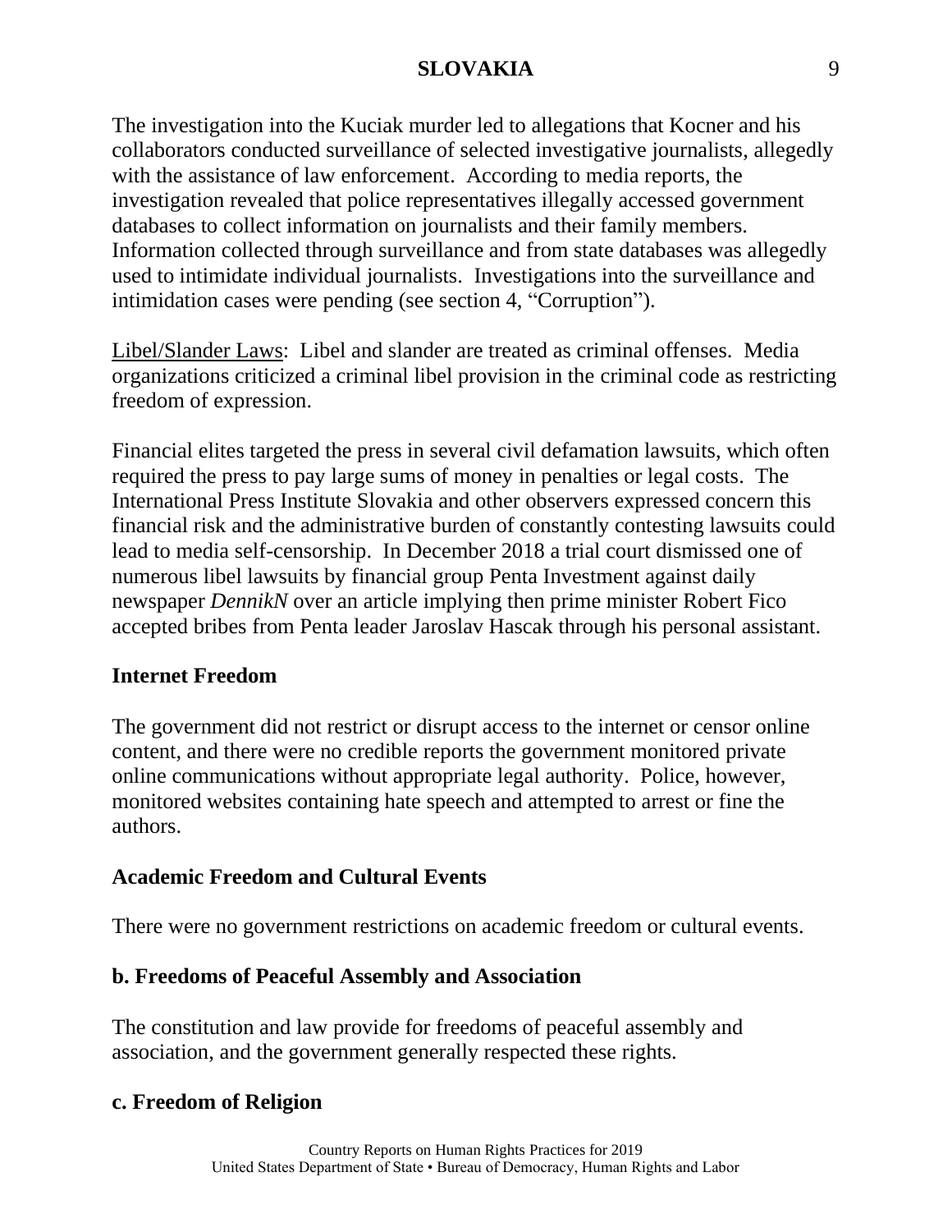The investigation into the Kuciak murder led to allegations that Kocner and his collaborators conducted surveillance of selected investigative journalists, allegedly with the assistance of law enforcement. According to media reports, the investigation revealed that police representatives illegally accessed government databases to collect information on journalists and their family members. Information collected through surveillance and from state databases was allegedly used to intimidate individual journalists. Investigations into the surveillance and intimidation cases were pending (see section 4, "Corruption").

Libel/Slander Laws: Libel and slander are treated as criminal offenses. Media organizations criticized a criminal libel provision in the criminal code as restricting freedom of expression.

Financial elites targeted the press in several civil defamation lawsuits, which often required the press to pay large sums of money in penalties or legal costs. The International Press Institute Slovakia and other observers expressed concern this financial risk and the administrative burden of constantly contesting lawsuits could lead to media self-censorship. In December 2018 a trial court dismissed one of numerous libel lawsuits by financial group Penta Investment against daily newspaper *DennikN* over an article implying then prime minister Robert Fico accepted bribes from Penta leader Jaroslav Hascak through his personal assistant.

### Internet Freedom

The government did not restrict or disrupt access to the internet or censor online content, and there were no credible reports the government monitored private online communications without appropriate legal authority. Police, however, monitored websites containing hate speech and attempted to arrest or fine the authors.

### Academic Freedom and Cultural Events

There were no government restrictions on academic freedom or cultural events.

## b. Freedoms of Peaceful Assembly and Association

The constitution and law provide for freedoms of peaceful assembly and association, and the government generally respected these rights.

## c. Freedom of Religion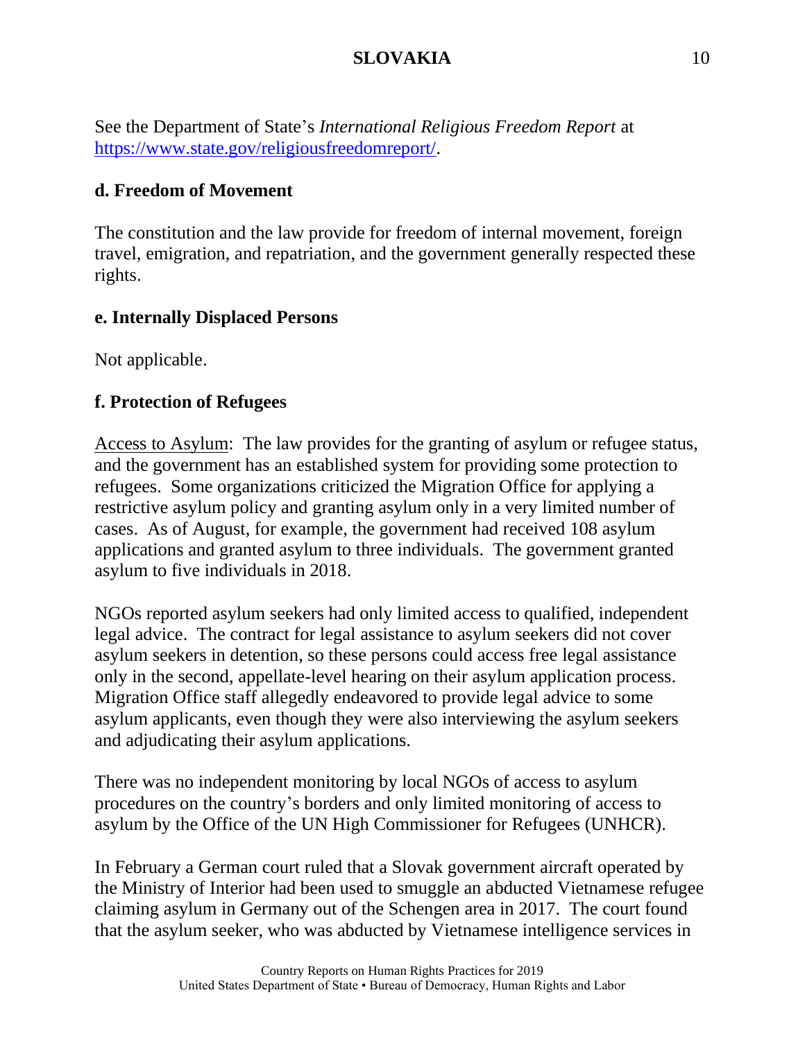See the Department of State's *International Religious Freedom Report* at https://www.state.gov/religiousfreedomreport/.

**d. Freedom of Movement**

The constitution and the law provide for freedom of internal movement, foreign travel, emigration, and repatriation, and the government generally respected these rights.

**e. Internally Displaced Persons**

Not applicable.

**f. Protection of Refugees**

Access to Asylum: The law provides for the granting of asylum or refugee status, and the government has an established system for providing some protection to refugees. Some organizations criticized the Migration Office for applying a restrictive asylum policy and granting asylum only in a very limited number of cases. As of August, for example, the government had received 108 asylum applications and granted asylum to three individuals. The government granted asylum to five individuals in 2018.

NGOs reported asylum seekers had only limited access to qualified, independent legal advice. The contract for legal assistance to asylum seekers did not cover asylum seekers in detention, so these persons could access free legal assistance only in the second, appellate-level hearing on their asylum application process. Migration Office staff allegedly endeavored to provide legal advice to some asylum applicants, even though they were also interviewing the asylum seekers and adjudicating their asylum applications.

There was no independent monitoring by local NGOs of access to asylum procedures on the country's borders and only limited monitoring of access to asylum by the Office of the UN High Commissioner for Refugees (UNHCR).

In February a German court ruled that a Slovak government aircraft operated by the Ministry of Interior had been used to smuggle an abducted Vietnamese refugee claiming asylum in Germany out of the Schengen area in 2017. The court found that the asylum seeker, who was abducted by Vietnamese intelligence services in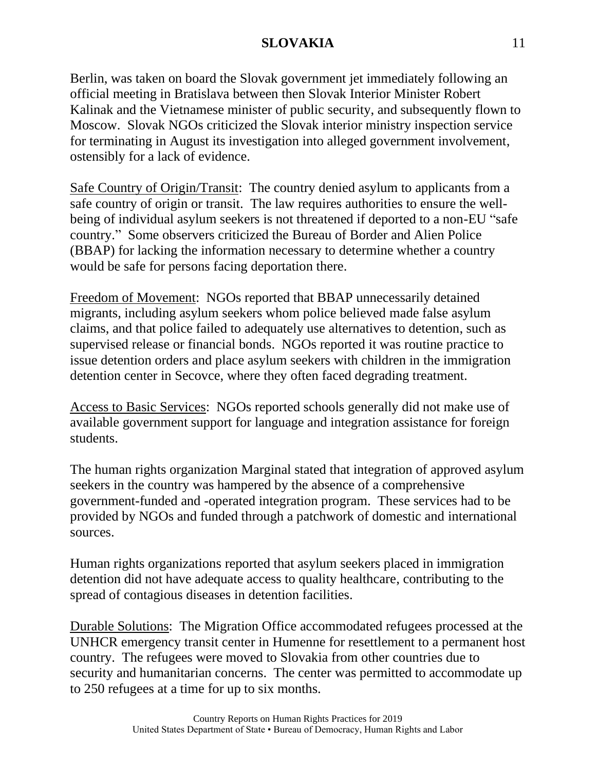Berlin, was taken on board the Slovak government jet immediately following an official meeting in Bratislava between then Slovak Interior Minister Robert Kalinak and the Vietnamese minister of public security, and subsequently flown to Moscow. Slovak NGOs criticized the Slovak interior ministry inspection service for terminating in August its investigation into alleged government involvement, ostensibly for a lack of evidence.

Safe Country of Origin/Transit: The country denied asylum to applicants from a safe country of origin or transit. The law requires authorities to ensure the well-being of individual asylum seekers is not threatened if deported to a non-EU "safe country." Some observers criticized the Bureau of Border and Alien Police (BBAP) for lacking the information necessary to determine whether a country would be safe for persons facing deportation there.

Freedom of Movement: NGOs reported that BBAP unnecessarily detained migrants, including asylum seekers whom police believed made false asylum claims, and that police failed to adequately use alternatives to detention, such as supervised release or financial bonds. NGOs reported it was routine practice to issue detention orders and place asylum seekers with children in the immigration detention center in Secovce, where they often faced degrading treatment.

Access to Basic Services: NGOs reported schools generally did not make use of available government support for language and integration assistance for foreign students.

The human rights organization Marginal stated that integration of approved asylum seekers in the country was hampered by the absence of a comprehensive government-funded and -operated integration program. These services had to be provided by NGOs and funded through a patchwork of domestic and international sources.

Human rights organizations reported that asylum seekers placed in immigration detention did not have adequate access to quality healthcare, contributing to the spread of contagious diseases in detention facilities.

Durable Solutions: The Migration Office accommodated refugees processed at the UNHCR emergency transit center in Humenne for resettlement to a permanent host country. The refugees were moved to Slovakia from other countries due to security and humanitarian concerns. The center was permitted to accommodate up to 250 refugees at a time for up to six months.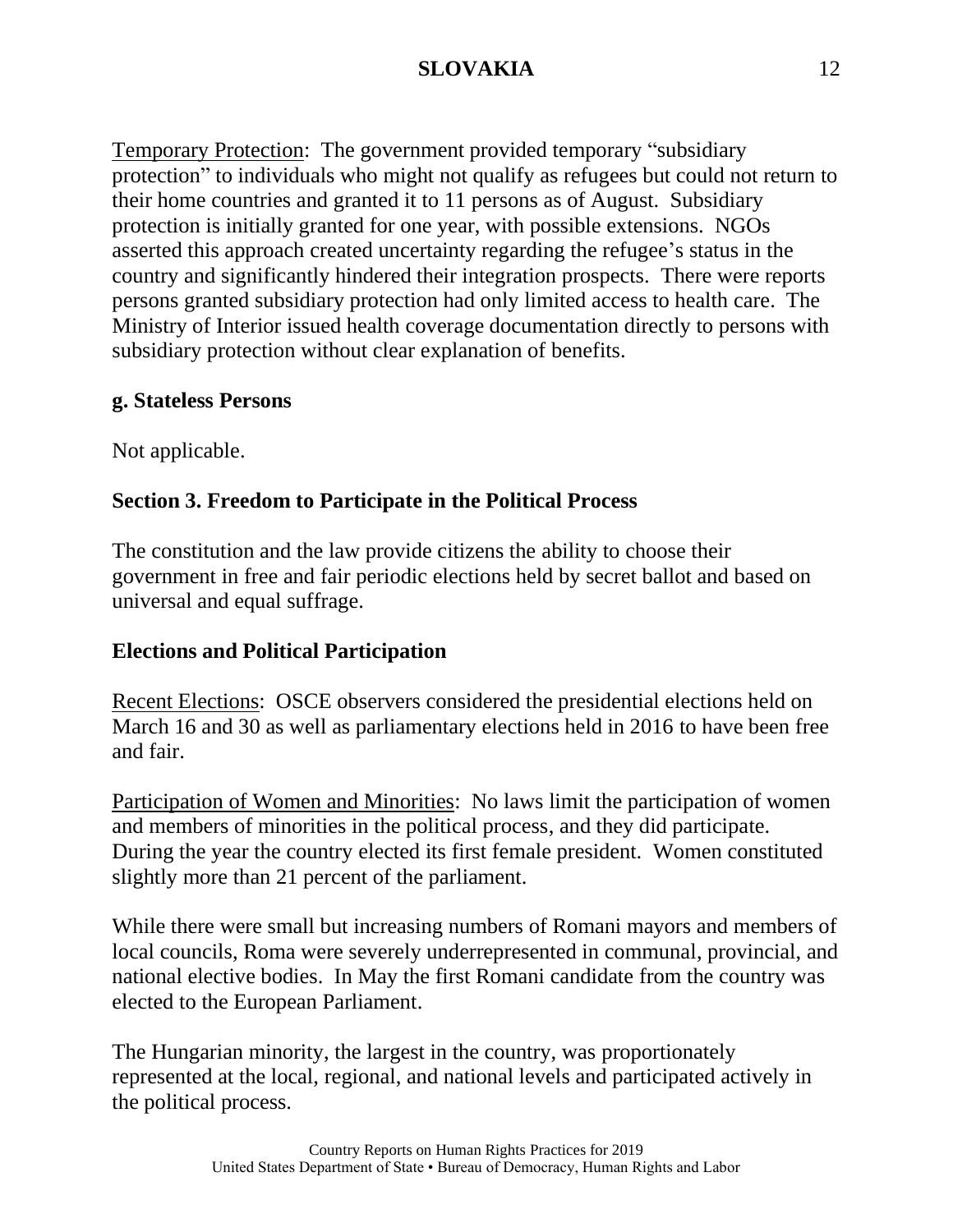Temporary Protection: The government provided temporary "subsidiary protection" to individuals who might not qualify as refugees but could not return to their home countries and granted it to 11 persons as of August. Subsidiary protection is initially granted for one year, with possible extensions. NGOs asserted this approach created uncertainty regarding the refugee's status in the country and significantly hindered their integration prospects. There were reports persons granted subsidiary protection had only limited access to health care. The Ministry of Interior issued health coverage documentation directly to persons with subsidiary protection without clear explanation of benefits.

### g. Stateless Persons

Not applicable.

## Section 3. Freedom to Participate in the Political Process

The constitution and the law provide citizens the ability to choose their government in free and fair periodic elections held by secret ballot and based on universal and equal suffrage.

### Elections and Political Participation

Recent Elections: OSCE observers considered the presidential elections held on March 16 and 30 as well as parliamentary elections held in 2016 to have been free and fair.

Participation of Women and Minorities: No laws limit the participation of women and members of minorities in the political process, and they did participate. During the year the country elected its first female president. Women constituted slightly more than 21 percent of the parliament.

While there were small but increasing numbers of Romani mayors and members of local councils, Roma were severely underrepresented in communal, provincial, and national elective bodies. In May the first Romani candidate from the country was elected to the European Parliament.

The Hungarian minority, the largest in the country, was proportionately represented at the local, regional, and national levels and participated actively in the political process.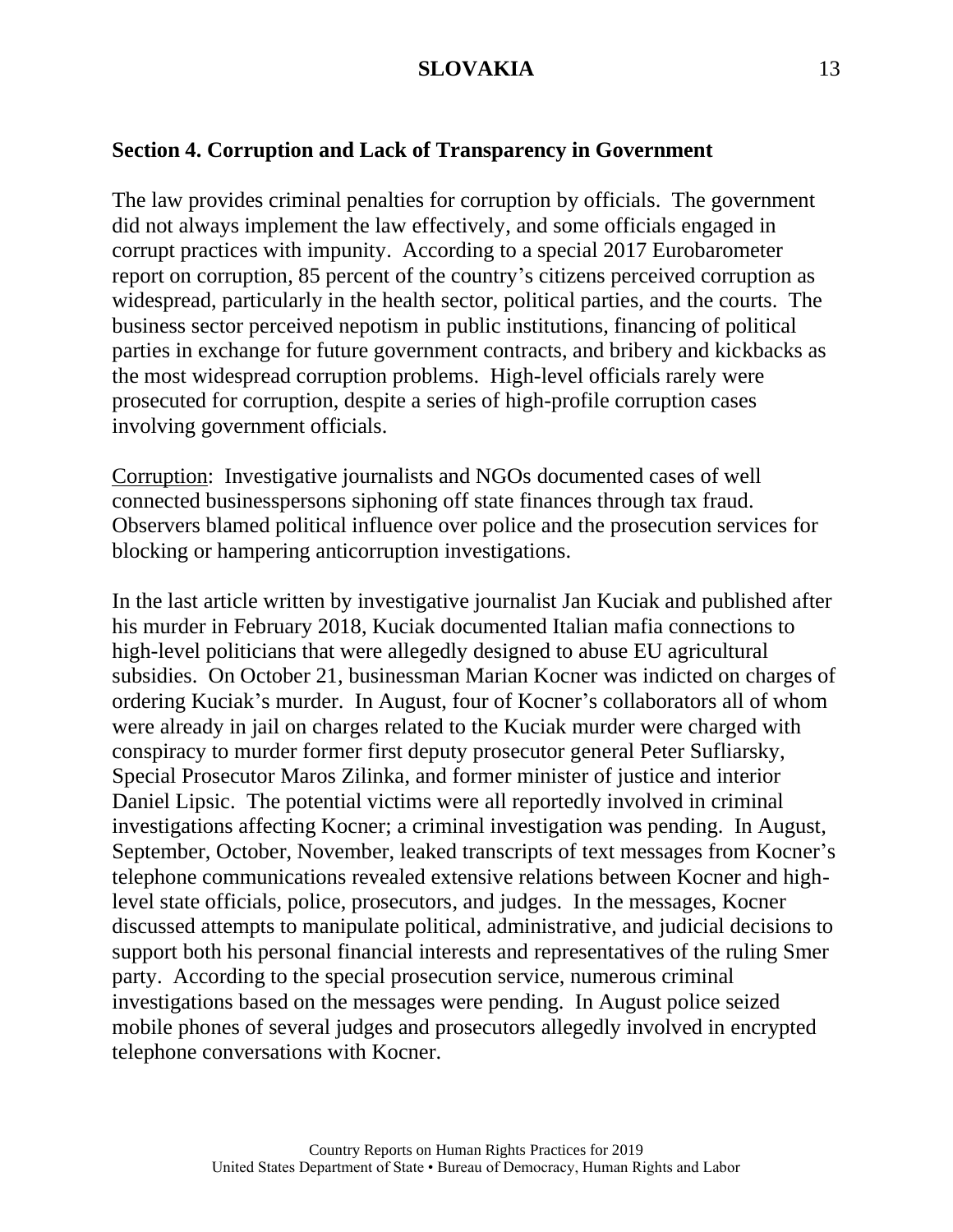## Section 4. Corruption and Lack of Transparency in Government

The law provides criminal penalties for corruption by officials. The government did not always implement the law effectively, and some officials engaged in corrupt practices with impunity. According to a special 2017 Eurobarometer report on corruption, 85 percent of the country's citizens perceived corruption as widespread, particularly in the health sector, political parties, and the courts. The business sector perceived nepotism in public institutions, financing of political parties in exchange for future government contracts, and bribery and kickbacks as the most widespread corruption problems. High-level officials rarely were prosecuted for corruption, despite a series of high-profile corruption cases involving government officials.

Corruption: Investigative journalists and NGOs documented cases of well connected businesspersons siphoning off state finances through tax fraud. Observers blamed political influence over police and the prosecution services for blocking or hampering anticorruption investigations.

In the last article written by investigative journalist Jan Kuciak and published after his murder in February 2018, Kuciak documented Italian mafia connections to high-level politicians that were allegedly designed to abuse EU agricultural subsidies. On October 21, businessman Marian Kocner was indicted on charges of ordering Kuciak's murder. In August, four of Kocner's collaborators all of whom were already in jail on charges related to the Kuciak murder were charged with conspiracy to murder former first deputy prosecutor general Peter Sufliarsky, Special Prosecutor Maros Zilinka, and former minister of justice and interior Daniel Lipsic. The potential victims were all reportedly involved in criminal investigations affecting Kocner; a criminal investigation was pending. In August, September, October, November, leaked transcripts of text messages from Kocner's telephone communications revealed extensive relations between Kocner and high-level state officials, police, prosecutors, and judges. In the messages, Kocner discussed attempts to manipulate political, administrative, and judicial decisions to support both his personal financial interests and representatives of the ruling Smer party. According to the special prosecution service, numerous criminal investigations based on the messages were pending. In August police seized mobile phones of several judges and prosecutors allegedly involved in encrypted telephone conversations with Kocner.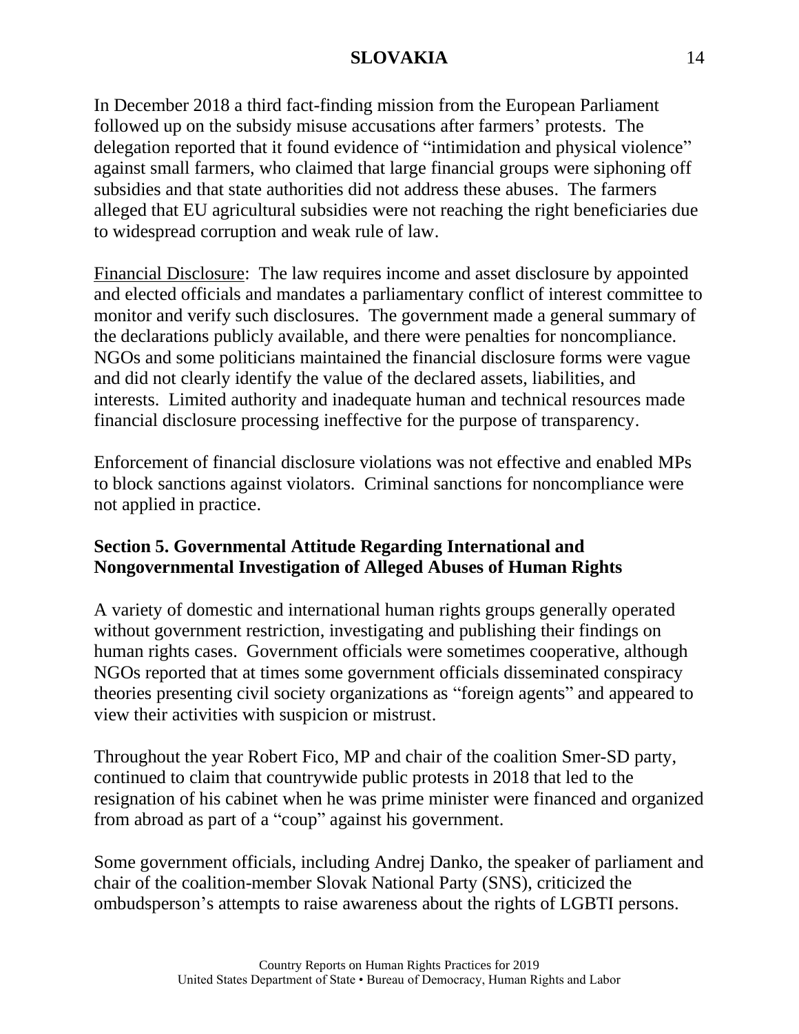In December 2018 a third fact-finding mission from the European Parliament followed up on the subsidy misuse accusations after farmers' protests. The delegation reported that it found evidence of "intimidation and physical violence" against small farmers, who claimed that large financial groups were siphoning off subsidies and that state authorities did not address these abuses. The farmers alleged that EU agricultural subsidies were not reaching the right beneficiaries due to widespread corruption and weak rule of law.

Financial Disclosure: The law requires income and asset disclosure by appointed and elected officials and mandates a parliamentary conflict of interest committee to monitor and verify such disclosures. The government made a general summary of the declarations publicly available, and there were penalties for noncompliance. NGOs and some politicians maintained the financial disclosure forms were vague and did not clearly identify the value of the declared assets, liabilities, and interests. Limited authority and inadequate human and technical resources made financial disclosure processing ineffective for the purpose of transparency.

Enforcement of financial disclosure violations was not effective and enabled MPs to block sanctions against violators. Criminal sanctions for noncompliance were not applied in practice.

## Section 5. Governmental Attitude Regarding International and Nongovernmental Investigation of Alleged Abuses of Human Rights

A variety of domestic and international human rights groups generally operated without government restriction, investigating and publishing their findings on human rights cases. Government officials were sometimes cooperative, although NGOs reported that at times some government officials disseminated conspiracy theories presenting civil society organizations as "foreign agents" and appeared to view their activities with suspicion or mistrust.

Throughout the year Robert Fico, MP and chair of the coalition Smer-SD party, continued to claim that countrywide public protests in 2018 that led to the resignation of his cabinet when he was prime minister were financed and organized from abroad as part of a "coup" against his government.

Some government officials, including Andrej Danko, the speaker of parliament and chair of the coalition-member Slovak National Party (SNS), criticized the ombudsperson's attempts to raise awareness about the rights of LGBTI persons.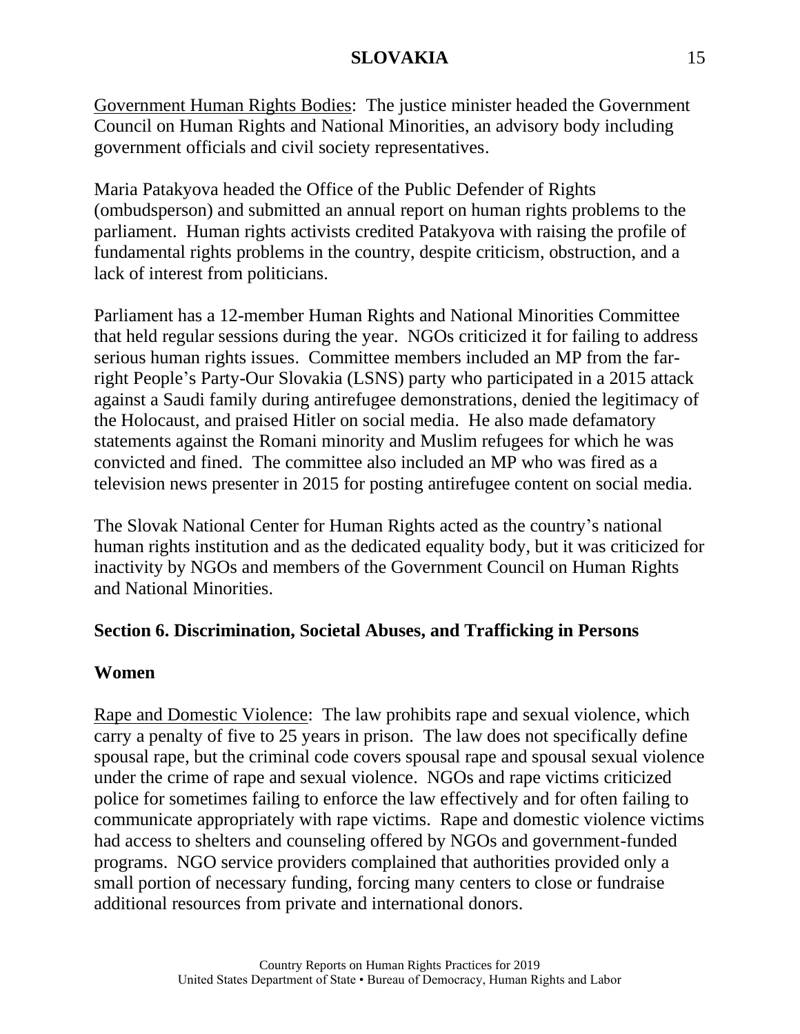Government Human Rights Bodies: The justice minister headed the Government Council on Human Rights and National Minorities, an advisory body including government officials and civil society representatives.

Maria Patakyova headed the Office of the Public Defender of Rights (ombudsperson) and submitted an annual report on human rights problems to the parliament. Human rights activists credited Patakyova with raising the profile of fundamental rights problems in the country, despite criticism, obstruction, and a lack of interest from politicians.

Parliament has a 12-member Human Rights and National Minorities Committee that held regular sessions during the year. NGOs criticized it for failing to address serious human rights issues. Committee members included an MP from the far-right People's Party-Our Slovakia (LSNS) party who participated in a 2015 attack against a Saudi family during antirefugee demonstrations, denied the legitimacy of the Holocaust, and praised Hitler on social media. He also made defamatory statements against the Romani minority and Muslim refugees for which he was convicted and fined. The committee also included an MP who was fired as a television news presenter in 2015 for posting antirefugee content on social media.

The Slovak National Center for Human Rights acted as the country's national human rights institution and as the dedicated equality body, but it was criticized for inactivity by NGOs and members of the Government Council on Human Rights and National Minorities.

## Section 6. Discrimination, Societal Abuses, and Trafficking in Persons

### Women

Rape and Domestic Violence: The law prohibits rape and sexual violence, which carry a penalty of five to 25 years in prison. The law does not specifically define spousal rape, but the criminal code covers spousal rape and spousal sexual violence under the crime of rape and sexual violence. NGOs and rape victims criticized police for sometimes failing to enforce the law effectively and for often failing to communicate appropriately with rape victims. Rape and domestic violence victims had access to shelters and counseling offered by NGOs and government-funded programs. NGO service providers complained that authorities provided only a small portion of necessary funding, forcing many centers to close or fundraise additional resources from private and international donors.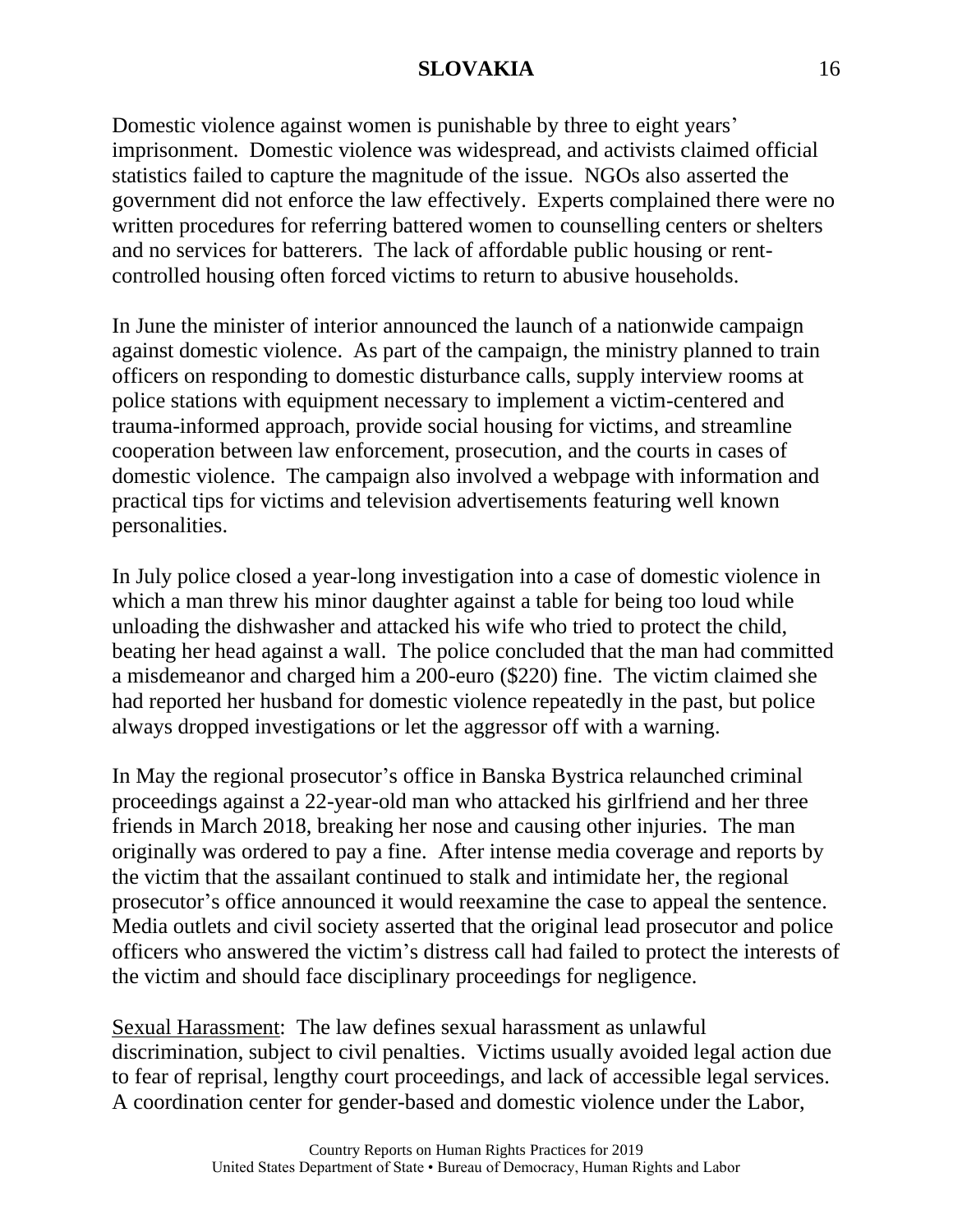Domestic violence against women is punishable by three to eight years' imprisonment. Domestic violence was widespread, and activists claimed official statistics failed to capture the magnitude of the issue. NGOs also asserted the government did not enforce the law effectively. Experts complained there were no written procedures for referring battered women to counselling centers or shelters and no services for batterers. The lack of affordable public housing or rent-controlled housing often forced victims to return to abusive households.

In June the minister of interior announced the launch of a nationwide campaign against domestic violence. As part of the campaign, the ministry planned to train officers on responding to domestic disturbance calls, supply interview rooms at police stations with equipment necessary to implement a victim-centered and trauma-informed approach, provide social housing for victims, and streamline cooperation between law enforcement, prosecution, and the courts in cases of domestic violence. The campaign also involved a webpage with information and practical tips for victims and television advertisements featuring well known personalities.

In July police closed a year-long investigation into a case of domestic violence in which a man threw his minor daughter against a table for being too loud while unloading the dishwasher and attacked his wife who tried to protect the child, beating her head against a wall. The police concluded that the man had committed a misdemeanor and charged him a 200-euro ($220) fine. The victim claimed she had reported her husband for domestic violence repeatedly in the past, but police always dropped investigations or let the aggressor off with a warning.

In May the regional prosecutor's office in Banska Bystrica relaunched criminal proceedings against a 22-year-old man who attacked his girlfriend and her three friends in March 2018, breaking her nose and causing other injuries. The man originally was ordered to pay a fine. After intense media coverage and reports by the victim that the assailant continued to stalk and intimidate her, the regional prosecutor's office announced it would reexamine the case to appeal the sentence. Media outlets and civil society asserted that the original lead prosecutor and police officers who answered the victim's distress call had failed to protect the interests of the victim and should face disciplinary proceedings for negligence.

Sexual Harassment: The law defines sexual harassment as unlawful discrimination, subject to civil penalties. Victims usually avoided legal action due to fear of reprisal, lengthy court proceedings, and lack of accessible legal services. A coordination center for gender-based and domestic violence under the Labor,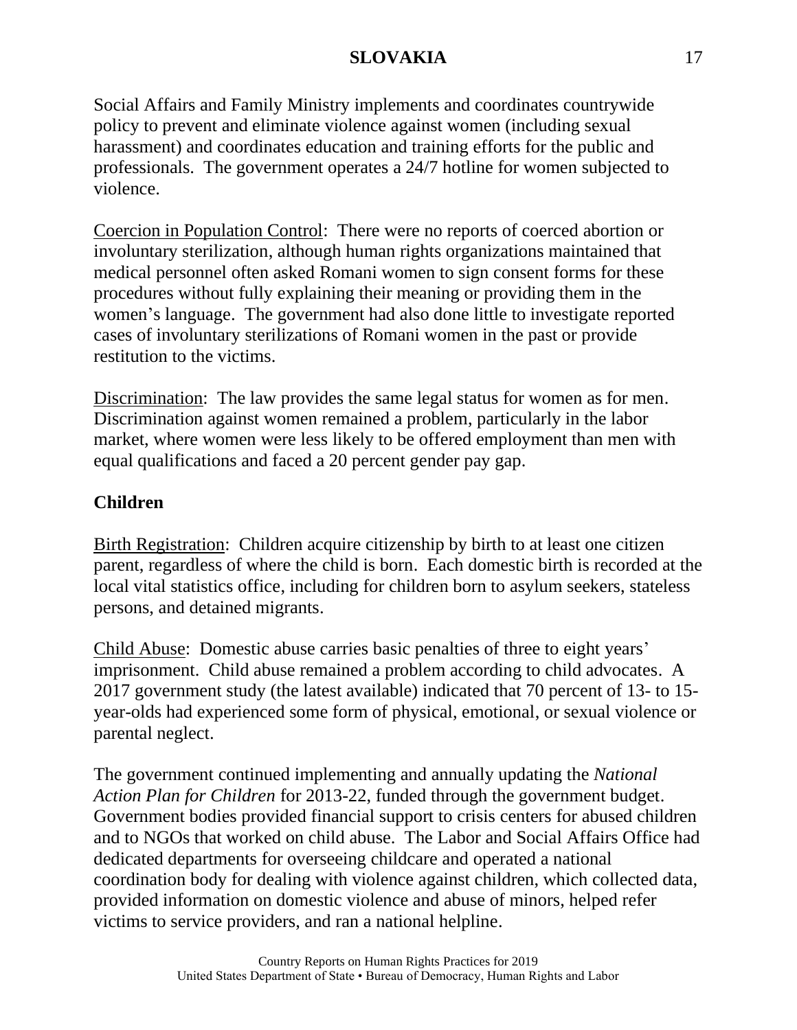Social Affairs and Family Ministry implements and coordinates countrywide policy to prevent and eliminate violence against women (including sexual harassment) and coordinates education and training efforts for the public and professionals. The government operates a 24/7 hotline for women subjected to violence.

Coercion in Population Control: There were no reports of coerced abortion or involuntary sterilization, although human rights organizations maintained that medical personnel often asked Romani women to sign consent forms for these procedures without fully explaining their meaning or providing them in the women's language. The government had also done little to investigate reported cases of involuntary sterilizations of Romani women in the past or provide restitution to the victims.

Discrimination: The law provides the same legal status for women as for men. Discrimination against women remained a problem, particularly in the labor market, where women were less likely to be offered employment than men with equal qualifications and faced a 20 percent gender pay gap.

## Children

Birth Registration: Children acquire citizenship by birth to at least one citizen parent, regardless of where the child is born. Each domestic birth is recorded at the local vital statistics office, including for children born to asylum seekers, stateless persons, and detained migrants.

Child Abuse: Domestic abuse carries basic penalties of three to eight years' imprisonment. Child abuse remained a problem according to child advocates. A 2017 government study (the latest available) indicated that 70 percent of 13- to 15-year-olds had experienced some form of physical, emotional, or sexual violence or parental neglect.

The government continued implementing and annually updating the *National Action Plan for Children* for 2013-22, funded through the government budget. Government bodies provided financial support to crisis centers for abused children and to NGOs that worked on child abuse. The Labor and Social Affairs Office had dedicated departments for overseeing childcare and operated a national coordination body for dealing with violence against children, which collected data, provided information on domestic violence and abuse of minors, helped refer victims to service providers, and ran a national helpline.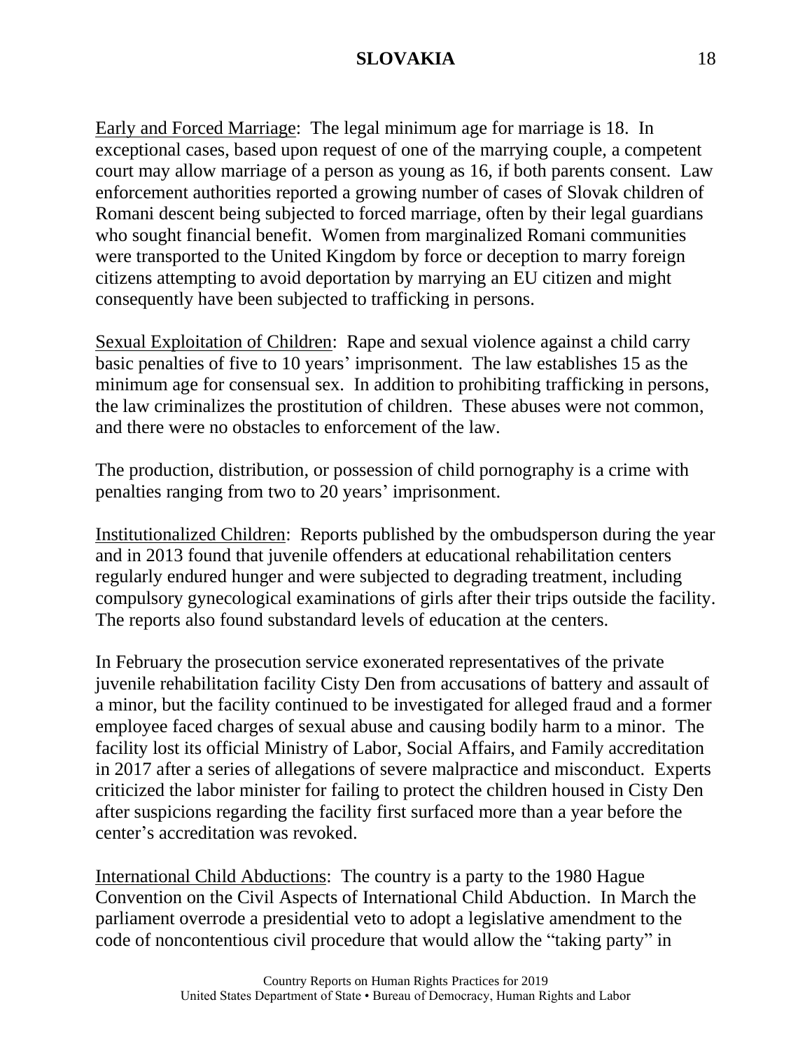Early and Forced Marriage: The legal minimum age for marriage is 18. In exceptional cases, based upon request of one of the marrying couple, a competent court may allow marriage of a person as young as 16, if both parents consent. Law enforcement authorities reported a growing number of cases of Slovak children of Romani descent being subjected to forced marriage, often by their legal guardians who sought financial benefit. Women from marginalized Romani communities were transported to the United Kingdom by force or deception to marry foreign citizens attempting to avoid deportation by marrying an EU citizen and might consequently have been subjected to trafficking in persons.

Sexual Exploitation of Children: Rape and sexual violence against a child carry basic penalties of five to 10 years' imprisonment. The law establishes 15 as the minimum age for consensual sex. In addition to prohibiting trafficking in persons, the law criminalizes the prostitution of children. These abuses were not common, and there were no obstacles to enforcement of the law.

The production, distribution, or possession of child pornography is a crime with penalties ranging from two to 20 years' imprisonment.

Institutionalized Children: Reports published by the ombudsperson during the year and in 2013 found that juvenile offenders at educational rehabilitation centers regularly endured hunger and were subjected to degrading treatment, including compulsory gynecological examinations of girls after their trips outside the facility. The reports also found substandard levels of education at the centers.

In February the prosecution service exonerated representatives of the private juvenile rehabilitation facility Cisty Den from accusations of battery and assault of a minor, but the facility continued to be investigated for alleged fraud and a former employee faced charges of sexual abuse and causing bodily harm to a minor. The facility lost its official Ministry of Labor, Social Affairs, and Family accreditation in 2017 after a series of allegations of severe malpractice and misconduct. Experts criticized the labor minister for failing to protect the children housed in Cisty Den after suspicions regarding the facility first surfaced more than a year before the center's accreditation was revoked.

International Child Abductions: The country is a party to the 1980 Hague Convention on the Civil Aspects of International Child Abduction. In March the parliament overrode a presidential veto to adopt a legislative amendment to the code of noncontentious civil procedure that would allow the "taking party" in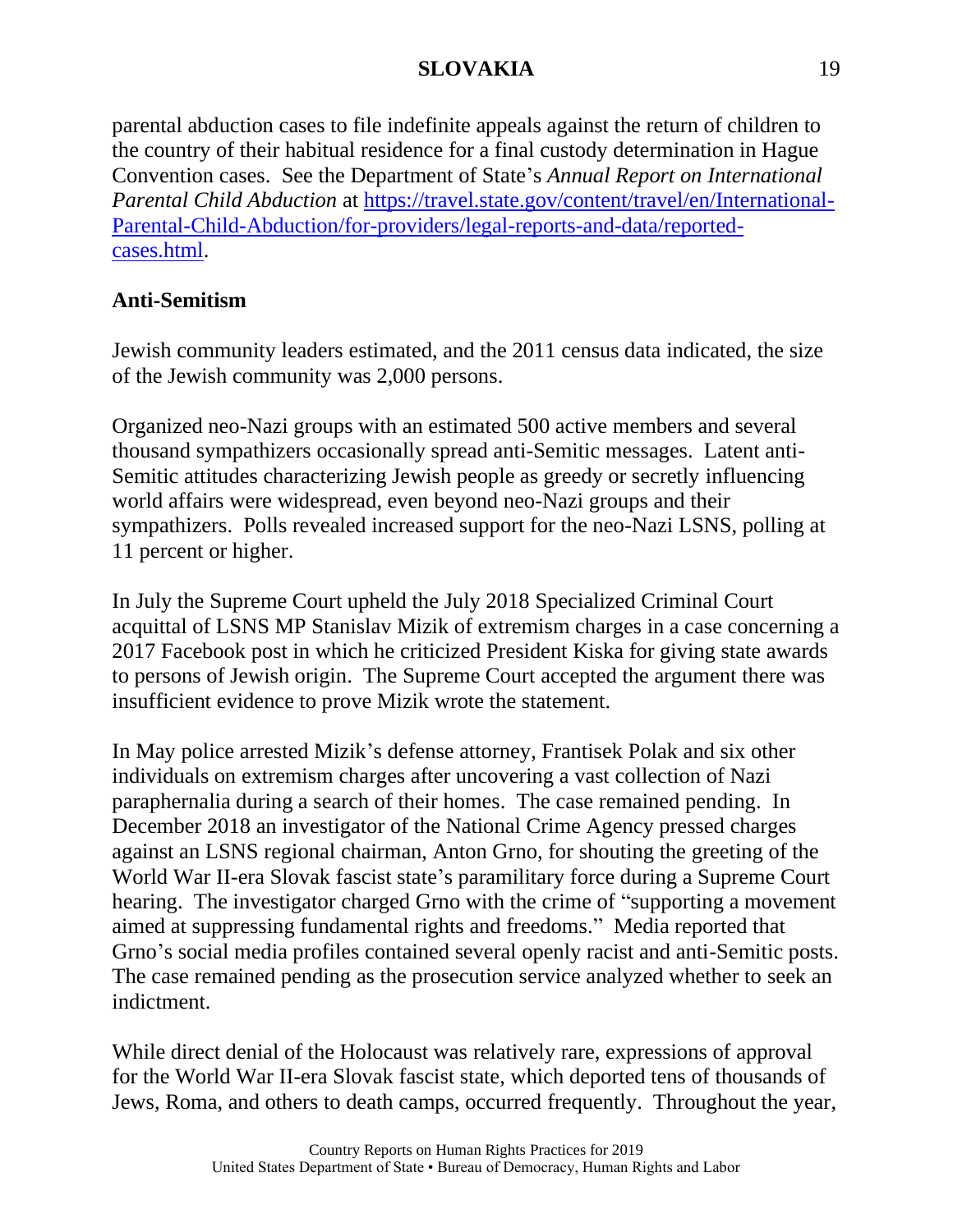parental abduction cases to file indefinite appeals against the return of children to the country of their habitual residence for a final custody determination in Hague Convention cases. See the Department of State's *Annual Report on International Parental Child Abduction* at [https://travel.state.gov/content/travel/en/International-Parental-Child-Abduction/for-providers/legal-reports-and-data/reported-cases.html](https://travel.state.gov/content/travel/en/International-Parental-Child-Abduction/for-providers/legal-reports-and-data/reported-cases.html).

**Anti-Semitism**

Jewish community leaders estimated, and the 2011 census data indicated, the size of the Jewish community was 2,000 persons.

Organized neo-Nazi groups with an estimated 500 active members and several thousand sympathizers occasionally spread anti-Semitic messages. Latent anti-Semitic attitudes characterizing Jewish people as greedy or secretly influencing world affairs were widespread, even beyond neo-Nazi groups and their sympathizers. Polls revealed increased support for the neo-Nazi LSNS, polling at 11 percent or higher.

In July the Supreme Court upheld the July 2018 Specialized Criminal Court acquittal of LSNS MP Stanislav Mizik of extremism charges in a case concerning a 2017 Facebook post in which he criticized President Kiska for giving state awards to persons of Jewish origin. The Supreme Court accepted the argument there was insufficient evidence to prove Mizik wrote the statement.

In May police arrested Mizik's defense attorney, Frantisek Polak and six other individuals on extremism charges after uncovering a vast collection of Nazi paraphernalia during a search of their homes. The case remained pending. In December 2018 an investigator of the National Crime Agency pressed charges against an LSNS regional chairman, Anton Grno, for shouting the greeting of the World War II-era Slovak fascist state's paramilitary force during a Supreme Court hearing. The investigator charged Grno with the crime of "supporting a movement aimed at suppressing fundamental rights and freedoms." Media reported that Grno's social media profiles contained several openly racist and anti-Semitic posts. The case remained pending as the prosecution service analyzed whether to seek an indictment.

While direct denial of the Holocaust was relatively rare, expressions of approval for the World War II-era Slovak fascist state, which deported tens of thousands of Jews, Roma, and others to death camps, occurred frequently. Throughout the year,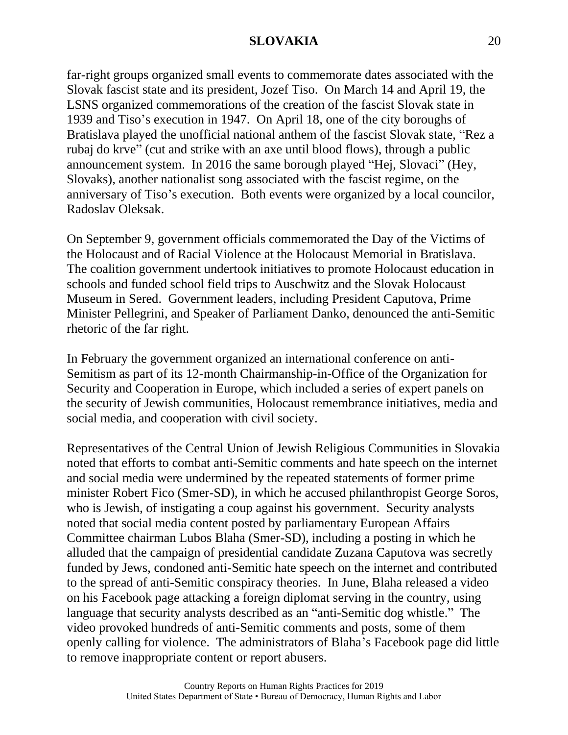far-right groups organized small events to commemorate dates associated with the Slovak fascist state and its president, Jozef Tiso. On March 14 and April 19, the LSNS organized commemorations of the creation of the fascist Slovak state in 1939 and Tiso's execution in 1947. On April 18, one of the city boroughs of Bratislava played the unofficial national anthem of the fascist Slovak state, "Rez a rubaj do krve" (cut and strike with an axe until blood flows), through a public announcement system. In 2016 the same borough played "Hej, Slovaci" (Hey, Slovaks), another nationalist song associated with the fascist regime, on the anniversary of Tiso's execution. Both events were organized by a local councilor, Radoslav Oleksak.

On September 9, government officials commemorated the Day of the Victims of the Holocaust and of Racial Violence at the Holocaust Memorial in Bratislava. The coalition government undertook initiatives to promote Holocaust education in schools and funded school field trips to Auschwitz and the Slovak Holocaust Museum in Sered. Government leaders, including President Caputova, Prime Minister Pellegrini, and Speaker of Parliament Danko, denounced the anti-Semitic rhetoric of the far right.

In February the government organized an international conference on anti-Semitism as part of its 12-month Chairmanship-in-Office of the Organization for Security and Cooperation in Europe, which included a series of expert panels on the security of Jewish communities, Holocaust remembrance initiatives, media and social media, and cooperation with civil society.

Representatives of the Central Union of Jewish Religious Communities in Slovakia noted that efforts to combat anti-Semitic comments and hate speech on the internet and social media were undermined by the repeated statements of former prime minister Robert Fico (Smer-SD), in which he accused philanthropist George Soros, who is Jewish, of instigating a coup against his government. Security analysts noted that social media content posted by parliamentary European Affairs Committee chairman Lubos Blaha (Smer-SD), including a posting in which he alluded that the campaign of presidential candidate Zuzana Caputova was secretly funded by Jews, condoned anti-Semitic hate speech on the internet and contributed to the spread of anti-Semitic conspiracy theories. In June, Blaha released a video on his Facebook page attacking a foreign diplomat serving in the country, using language that security analysts described as an "anti-Semitic dog whistle." The video provoked hundreds of anti-Semitic comments and posts, some of them openly calling for violence. The administrators of Blaha's Facebook page did little to remove inappropriate content or report abusers.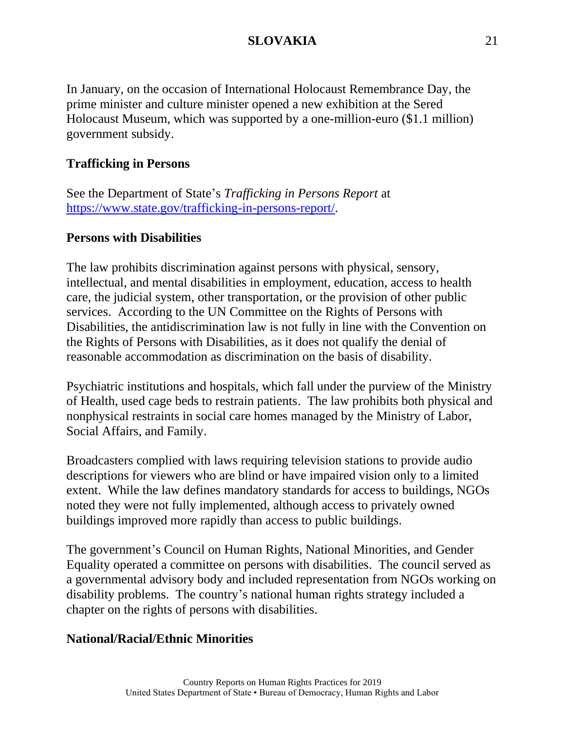In January, on the occasion of International Holocaust Remembrance Day, the prime minister and culture minister opened a new exhibition at the Sered Holocaust Museum, which was supported by a one-million-euro ($1.1 million) government subsidy.

**Trafficking in Persons**

See the Department of State's *Trafficking in Persons Report* at [https://www.state.gov/trafficking-in-persons-report/](https://www.state.gov/trafficking-in-persons-report/).

**Persons with Disabilities**

The law prohibits discrimination against persons with physical, sensory, intellectual, and mental disabilities in employment, education, access to health care, the judicial system, other transportation, or the provision of other public services. According to the UN Committee on the Rights of Persons with Disabilities, the antidiscrimination law is not fully in line with the Convention on the Rights of Persons with Disabilities, as it does not qualify the denial of reasonable accommodation as discrimination on the basis of disability.

Psychiatric institutions and hospitals, which fall under the purview of the Ministry of Health, used cage beds to restrain patients. The law prohibits both physical and nonphysical restraints in social care homes managed by the Ministry of Labor, Social Affairs, and Family.

Broadcasters complied with laws requiring television stations to provide audio descriptions for viewers who are blind or have impaired vision only to a limited extent. While the law defines mandatory standards for access to buildings, NGOs noted they were not fully implemented, although access to privately owned buildings improved more rapidly than access to public buildings.

The government's Council on Human Rights, National Minorities, and Gender Equality operated a committee on persons with disabilities. The council served as a governmental advisory body and included representation from NGOs working on disability problems. The country's national human rights strategy included a chapter on the rights of persons with disabilities.

**National/Racial/Ethnic Minorities**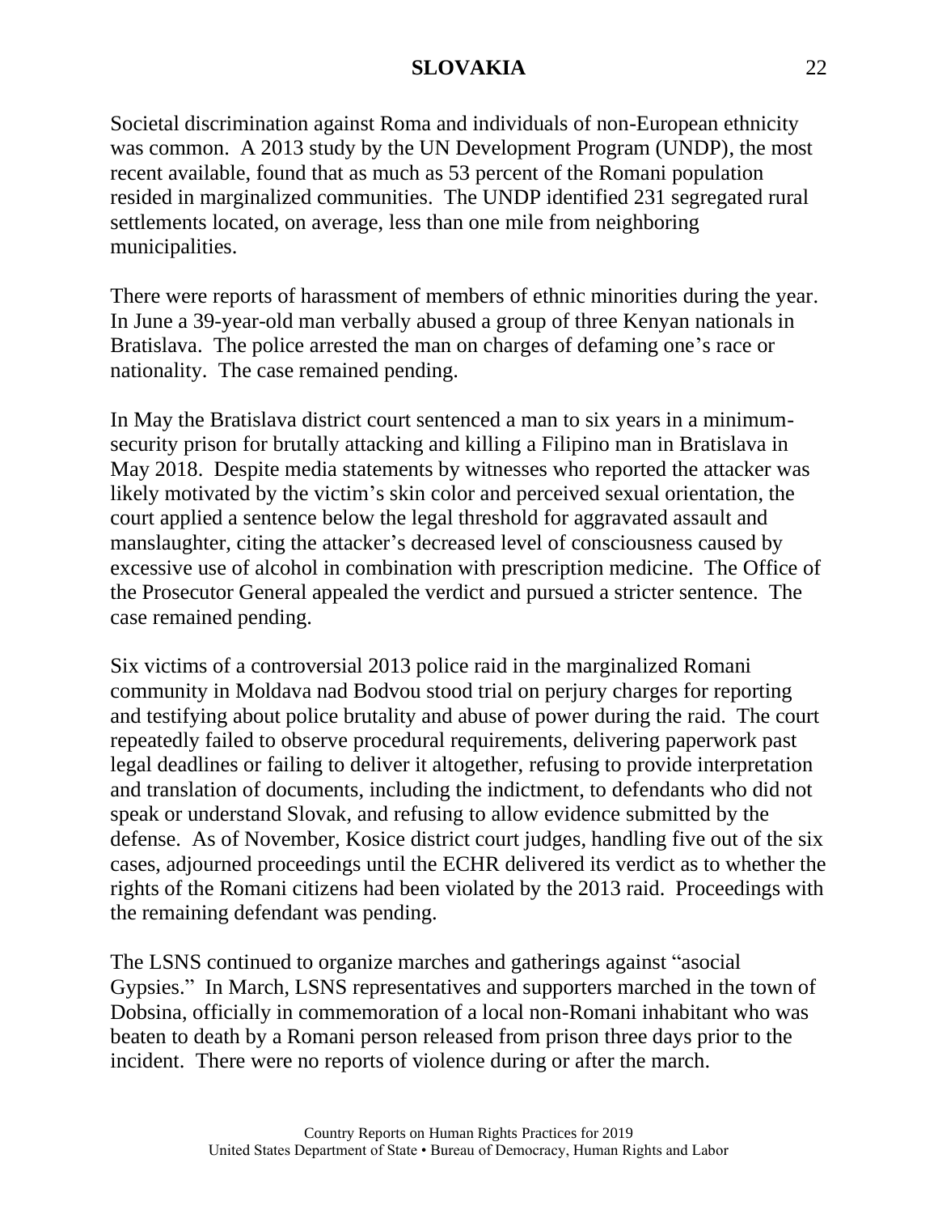Societal discrimination against Roma and individuals of non-European ethnicity was common. A 2013 study by the UN Development Program (UNDP), the most recent available, found that as much as 53 percent of the Romani population resided in marginalized communities. The UNDP identified 231 segregated rural settlements located, on average, less than one mile from neighboring municipalities.

There were reports of harassment of members of ethnic minorities during the year. In June a 39-year-old man verbally abused a group of three Kenyan nationals in Bratislava. The police arrested the man on charges of defaming one's race or nationality. The case remained pending.

In May the Bratislava district court sentenced a man to six years in a minimum-security prison for brutally attacking and killing a Filipino man in Bratislava in May 2018. Despite media statements by witnesses who reported the attacker was likely motivated by the victim's skin color and perceived sexual orientation, the court applied a sentence below the legal threshold for aggravated assault and manslaughter, citing the attacker's decreased level of consciousness caused by excessive use of alcohol in combination with prescription medicine. The Office of the Prosecutor General appealed the verdict and pursued a stricter sentence. The case remained pending.

Six victims of a controversial 2013 police raid in the marginalized Romani community in Moldava nad Bodvou stood trial on perjury charges for reporting and testifying about police brutality and abuse of power during the raid. The court repeatedly failed to observe procedural requirements, delivering paperwork past legal deadlines or failing to deliver it altogether, refusing to provide interpretation and translation of documents, including the indictment, to defendants who did not speak or understand Slovak, and refusing to allow evidence submitted by the defense. As of November, Kosice district court judges, handling five out of the six cases, adjourned proceedings until the ECHR delivered its verdict as to whether the rights of the Romani citizens had been violated by the 2013 raid. Proceedings with the remaining defendant was pending.

The LSNS continued to organize marches and gatherings against "asocial Gypsies." In March, LSNS representatives and supporters marched in the town of Dobsina, officially in commemoration of a local non-Romani inhabitant who was beaten to death by a Romani person released from prison three days prior to the incident. There were no reports of violence during or after the march.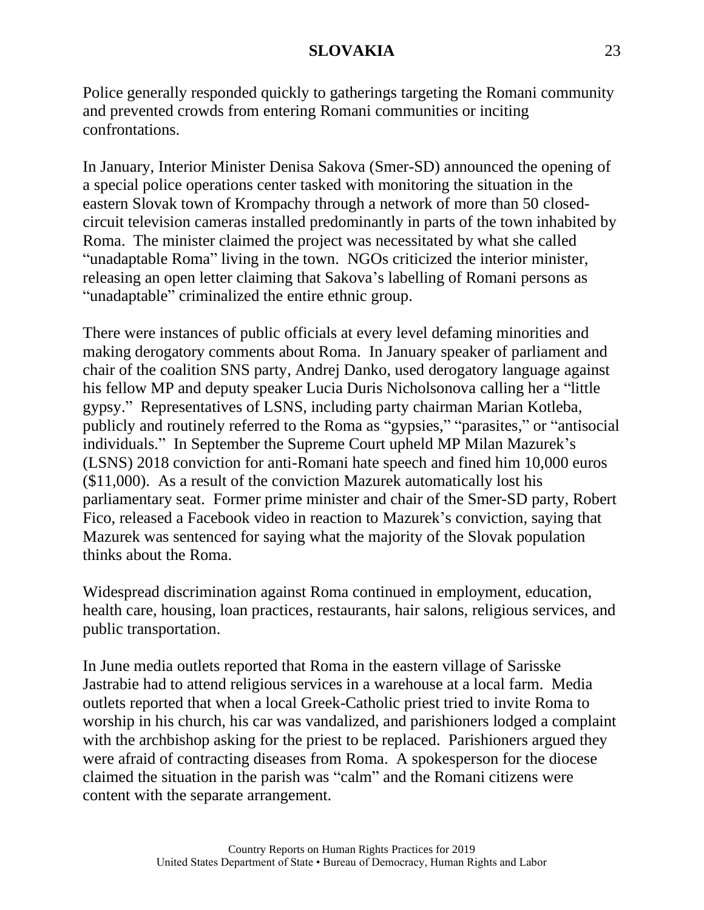Police generally responded quickly to gatherings targeting the Romani community and prevented crowds from entering Romani communities or inciting confrontations.

In January, Interior Minister Denisa Sakova (Smer-SD) announced the opening of a special police operations center tasked with monitoring the situation in the eastern Slovak town of Krompachy through a network of more than 50 closed-circuit television cameras installed predominantly in parts of the town inhabited by Roma. The minister claimed the project was necessitated by what she called "unadaptable Roma" living in the town. NGOs criticized the interior minister, releasing an open letter claiming that Sakova's labelling of Romani persons as "unadaptable" criminalized the entire ethnic group.

There were instances of public officials at every level defaming minorities and making derogatory comments about Roma. In January speaker of parliament and chair of the coalition SNS party, Andrej Danko, used derogatory language against his fellow MP and deputy speaker Lucia Duris Nicholsonova calling her a "little gypsy." Representatives of LSNS, including party chairman Marian Kotleba, publicly and routinely referred to the Roma as "gypsies," "parasites," or "antisocial individuals." In September the Supreme Court upheld MP Milan Mazurek's (LSNS) 2018 conviction for anti-Romani hate speech and fined him 10,000 euros ($11,000). As a result of the conviction Mazurek automatically lost his parliamentary seat. Former prime minister and chair of the Smer-SD party, Robert Fico, released a Facebook video in reaction to Mazurek's conviction, saying that Mazurek was sentenced for saying what the majority of the Slovak population thinks about the Roma.

Widespread discrimination against Roma continued in employment, education, health care, housing, loan practices, restaurants, hair salons, religious services, and public transportation.

In June media outlets reported that Roma in the eastern village of Sarisske Jastrabie had to attend religious services in a warehouse at a local farm. Media outlets reported that when a local Greek-Catholic priest tried to invite Roma to worship in his church, his car was vandalized, and parishioners lodged a complaint with the archbishop asking for the priest to be replaced. Parishioners argued they were afraid of contracting diseases from Roma. A spokesperson for the diocese claimed the situation in the parish was "calm" and the Romani citizens were content with the separate arrangement.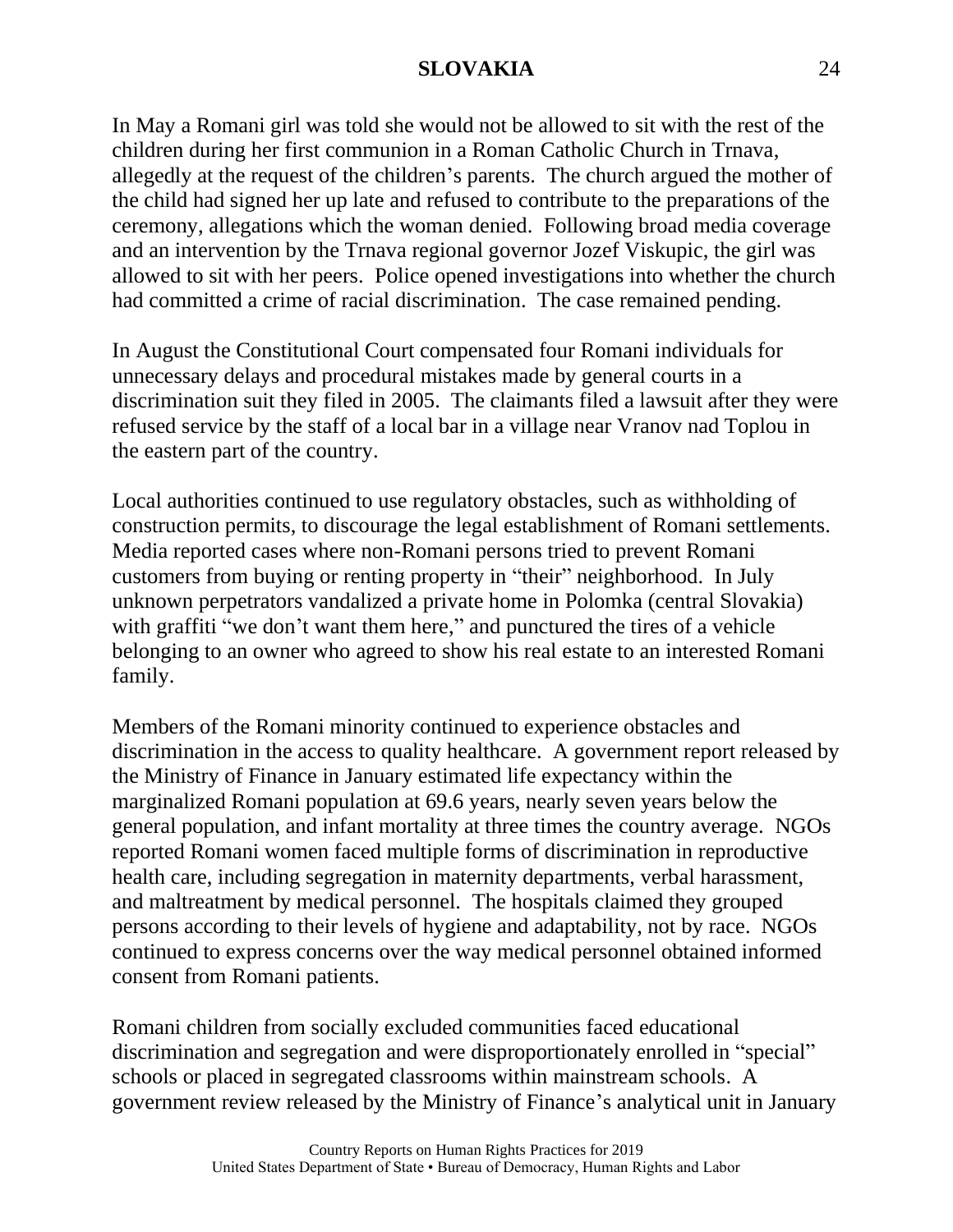In May a Romani girl was told she would not be allowed to sit with the rest of the children during her first communion in a Roman Catholic Church in Trnava, allegedly at the request of the children's parents. The church argued the mother of the child had signed her up late and refused to contribute to the preparations of the ceremony, allegations which the woman denied. Following broad media coverage and an intervention by the Trnava regional governor Jozef Viskupic, the girl was allowed to sit with her peers. Police opened investigations into whether the church had committed a crime of racial discrimination. The case remained pending.

In August the Constitutional Court compensated four Romani individuals for unnecessary delays and procedural mistakes made by general courts in a discrimination suit they filed in 2005. The claimants filed a lawsuit after they were refused service by the staff of a local bar in a village near Vranov nad Toplou in the eastern part of the country.

Local authorities continued to use regulatory obstacles, such as withholding of construction permits, to discourage the legal establishment of Romani settlements. Media reported cases where non-Romani persons tried to prevent Romani customers from buying or renting property in "their" neighborhood. In July unknown perpetrators vandalized a private home in Polomka (central Slovakia) with graffiti "we don't want them here," and punctured the tires of a vehicle belonging to an owner who agreed to show his real estate to an interested Romani family.

Members of the Romani minority continued to experience obstacles and discrimination in the access to quality healthcare. A government report released by the Ministry of Finance in January estimated life expectancy within the marginalized Romani population at 69.6 years, nearly seven years below the general population, and infant mortality at three times the country average. NGOs reported Romani women faced multiple forms of discrimination in reproductive health care, including segregation in maternity departments, verbal harassment, and maltreatment by medical personnel. The hospitals claimed they grouped persons according to their levels of hygiene and adaptability, not by race. NGOs continued to express concerns over the way medical personnel obtained informed consent from Romani patients.

Romani children from socially excluded communities faced educational discrimination and segregation and were disproportionately enrolled in "special" schools or placed in segregated classrooms within mainstream schools. A government review released by the Ministry of Finance's analytical unit in January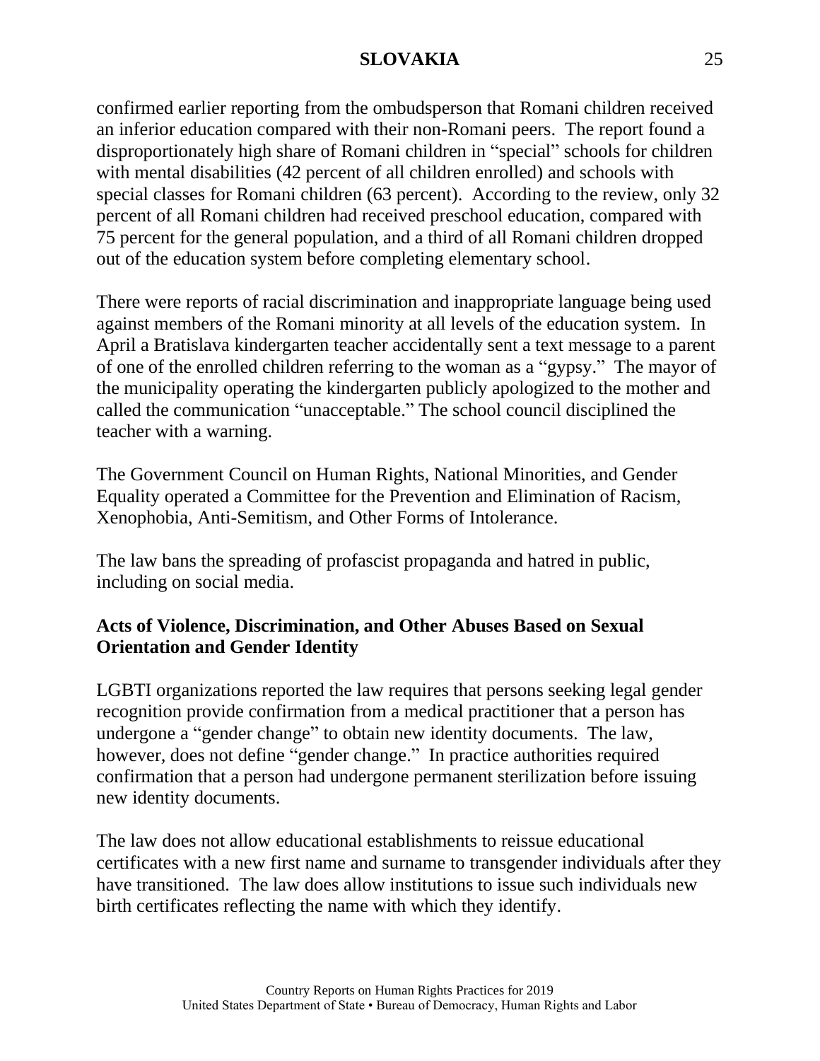confirmed earlier reporting from the ombudsperson that Romani children received an inferior education compared with their non-Romani peers. The report found a disproportionately high share of Romani children in "special" schools for children with mental disabilities (42 percent of all children enrolled) and schools with special classes for Romani children (63 percent). According to the review, only 32 percent of all Romani children had received preschool education, compared with 75 percent for the general population, and a third of all Romani children dropped out of the education system before completing elementary school.

There were reports of racial discrimination and inappropriate language being used against members of the Romani minority at all levels of the education system. In April a Bratislava kindergarten teacher accidentally sent a text message to a parent of one of the enrolled children referring to the woman as a "gypsy." The mayor of the municipality operating the kindergarten publicly apologized to the mother and called the communication "unacceptable." The school council disciplined the teacher with a warning.

The Government Council on Human Rights, National Minorities, and Gender Equality operated a Committee for the Prevention and Elimination of Racism, Xenophobia, Anti-Semitism, and Other Forms of Intolerance.

The law bans the spreading of profascist propaganda and hatred in public, including on social media.

**Acts of Violence, Discrimination, and Other Abuses Based on Sexual Orientation and Gender Identity**

LGBTI organizations reported the law requires that persons seeking legal gender recognition provide confirmation from a medical practitioner that a person has undergone a "gender change" to obtain new identity documents. The law, however, does not define "gender change." In practice authorities required confirmation that a person had undergone permanent sterilization before issuing new identity documents.

The law does not allow educational establishments to reissue educational certificates with a new first name and surname to transgender individuals after they have transitioned. The law does allow institutions to issue such individuals new birth certificates reflecting the name with which they identify.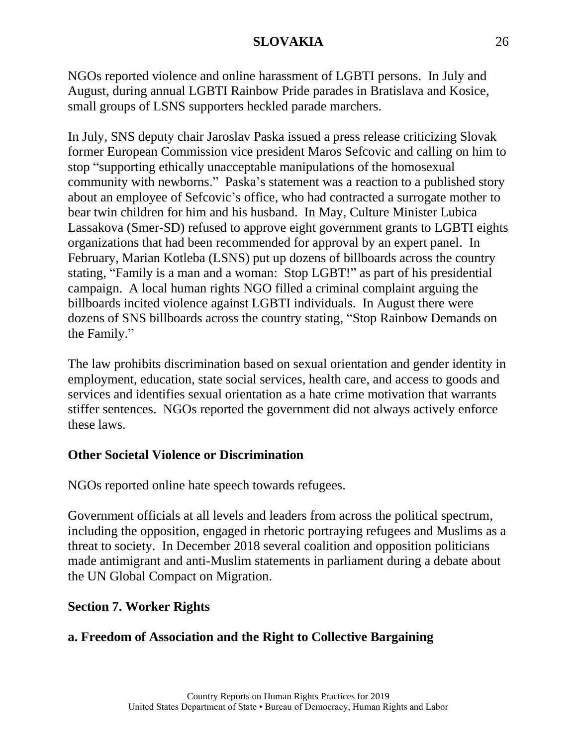NGOs reported violence and online harassment of LGBTI persons. In July and August, during annual LGBTI Rainbow Pride parades in Bratislava and Kosice, small groups of LSNS supporters heckled parade marchers.

In July, SNS deputy chair Jaroslav Paska issued a press release criticizing Slovak former European Commission vice president Maros Sefcovic and calling on him to stop "supporting ethically unacceptable manipulations of the homosexual community with newborns." Paska's statement was a reaction to a published story about an employee of Sefcovic's office, who had contracted a surrogate mother to bear twin children for him and his husband. In May, Culture Minister Lubica Lassakova (Smer-SD) refused to approve eight government grants to LGBTI eights organizations that had been recommended for approval by an expert panel. In February, Marian Kotleba (LSNS) put up dozens of billboards across the country stating, "Family is a man and a woman: Stop LGBT!" as part of his presidential campaign. A local human rights NGO filled a criminal complaint arguing the billboards incited violence against LGBTI individuals. In August there were dozens of SNS billboards across the country stating, "Stop Rainbow Demands on the Family."

The law prohibits discrimination based on sexual orientation and gender identity in employment, education, state social services, health care, and access to goods and services and identifies sexual orientation as a hate crime motivation that warrants stiffer sentences. NGOs reported the government did not always actively enforce these laws.

### Other Societal Violence or Discrimination

NGOs reported online hate speech towards refugees.

Government officials at all levels and leaders from across the political spectrum, including the opposition, engaged in rhetoric portraying refugees and Muslims as a threat to society. In December 2018 several coalition and opposition politicians made antimigrant and anti-Muslim statements in parliament during a debate about the UN Global Compact on Migration.

## Section 7. Worker Rights

### a. Freedom of Association and the Right to Collective Bargaining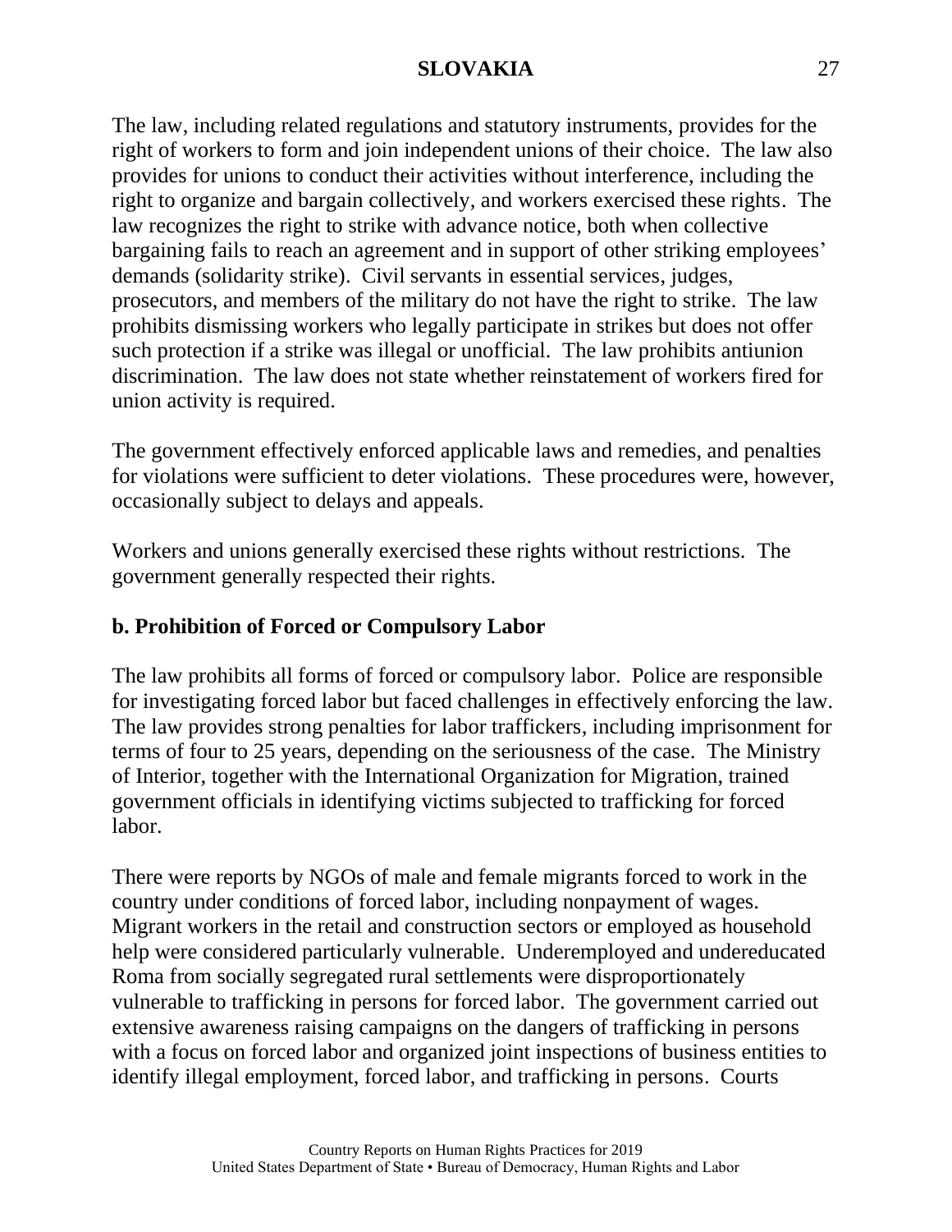The law, including related regulations and statutory instruments, provides for the right of workers to form and join independent unions of their choice. The law also provides for unions to conduct their activities without interference, including the right to organize and bargain collectively, and workers exercised these rights. The law recognizes the right to strike with advance notice, both when collective bargaining fails to reach an agreement and in support of other striking employees' demands (solidarity strike). Civil servants in essential services, judges, prosecutors, and members of the military do not have the right to strike. The law prohibits dismissing workers who legally participate in strikes but does not offer such protection if a strike was illegal or unofficial. The law prohibits antiunion discrimination. The law does not state whether reinstatement of workers fired for union activity is required.

The government effectively enforced applicable laws and remedies, and penalties for violations were sufficient to deter violations. These procedures were, however, occasionally subject to delays and appeals.

Workers and unions generally exercised these rights without restrictions. The government generally respected their rights.

## b. Prohibition of Forced or Compulsory Labor

The law prohibits all forms of forced or compulsory labor. Police are responsible for investigating forced labor but faced challenges in effectively enforcing the law. The law provides strong penalties for labor traffickers, including imprisonment for terms of four to 25 years, depending on the seriousness of the case. The Ministry of Interior, together with the International Organization for Migration, trained government officials in identifying victims subjected to trafficking for forced labor.

There were reports by NGOs of male and female migrants forced to work in the country under conditions of forced labor, including nonpayment of wages. Migrant workers in the retail and construction sectors or employed as household help were considered particularly vulnerable. Underemployed and undereducated Roma from socially segregated rural settlements were disproportionately vulnerable to trafficking in persons for forced labor. The government carried out extensive awareness raising campaigns on the dangers of trafficking in persons with a focus on forced labor and organized joint inspections of business entities to identify illegal employment, forced labor, and trafficking in persons. Courts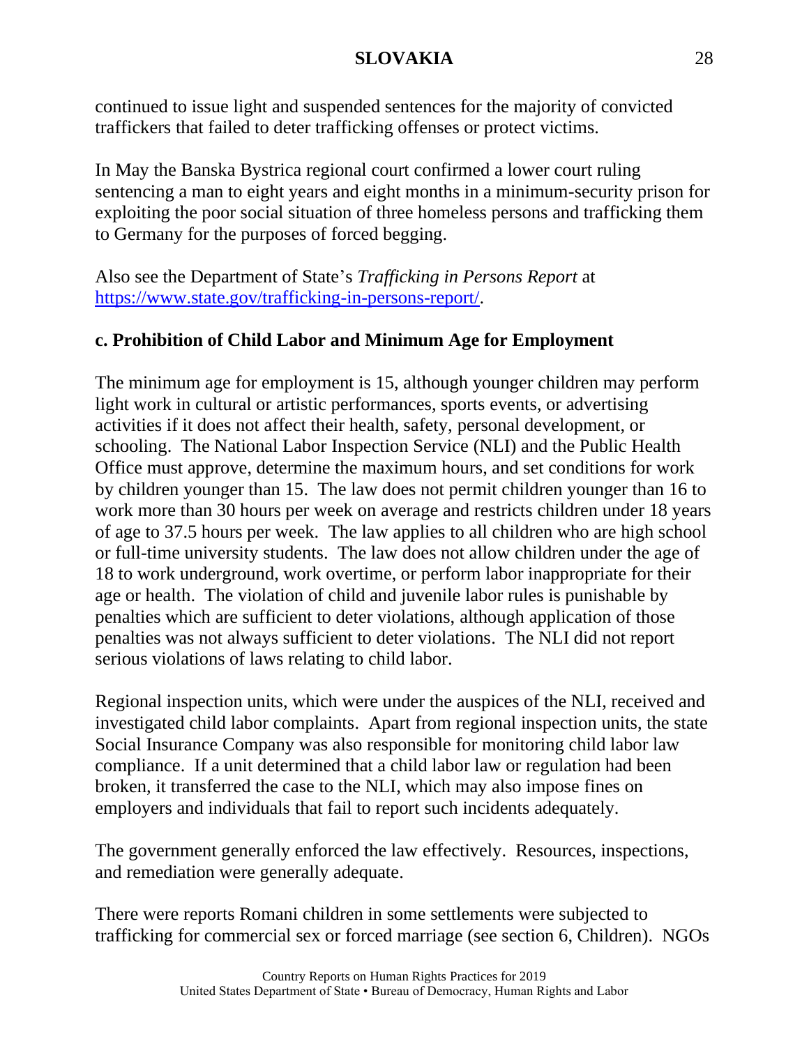continued to issue light and suspended sentences for the majority of convicted traffickers that failed to deter trafficking offenses or protect victims.

In May the Banska Bystrica regional court confirmed a lower court ruling sentencing a man to eight years and eight months in a minimum-security prison for exploiting the poor social situation of three homeless persons and trafficking them to Germany for the purposes of forced begging.

Also see the Department of State's *Trafficking in Persons Report* at https://www.state.gov/trafficking-in-persons-report/.

### c. Prohibition of Child Labor and Minimum Age for Employment

The minimum age for employment is 15, although younger children may perform light work in cultural or artistic performances, sports events, or advertising activities if it does not affect their health, safety, personal development, or schooling. The National Labor Inspection Service (NLI) and the Public Health Office must approve, determine the maximum hours, and set conditions for work by children younger than 15. The law does not permit children younger than 16 to work more than 30 hours per week on average and restricts children under 18 years of age to 37.5 hours per week. The law applies to all children who are high school or full-time university students. The law does not allow children under the age of 18 to work underground, work overtime, or perform labor inappropriate for their age or health. The violation of child and juvenile labor rules is punishable by penalties which are sufficient to deter violations, although application of those penalties was not always sufficient to deter violations. The NLI did not report serious violations of laws relating to child labor.

Regional inspection units, which were under the auspices of the NLI, received and investigated child labor complaints. Apart from regional inspection units, the state Social Insurance Company was also responsible for monitoring child labor law compliance. If a unit determined that a child labor law or regulation had been broken, it transferred the case to the NLI, which may also impose fines on employers and individuals that fail to report such incidents adequately.

The government generally enforced the law effectively. Resources, inspections, and remediation were generally adequate.

There were reports Romani children in some settlements were subjected to trafficking for commercial sex or forced marriage (see section 6, Children). NGOs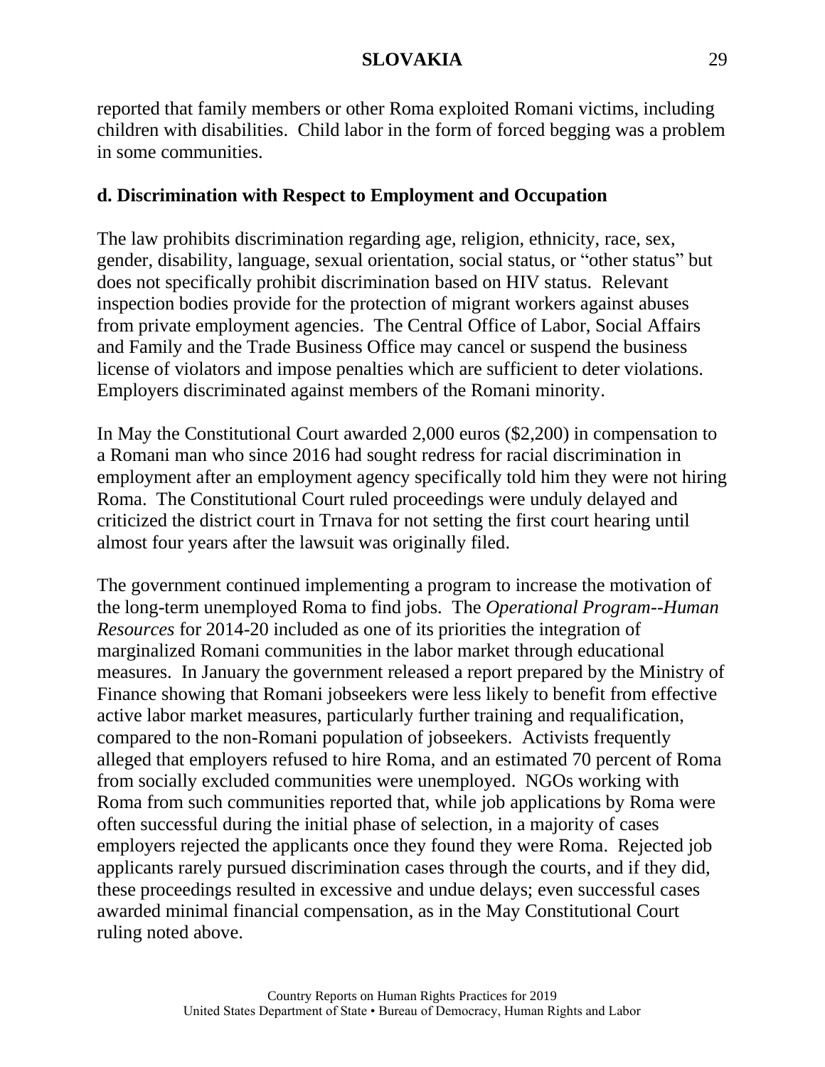reported that family members or other Roma exploited Romani victims, including children with disabilities. Child labor in the form of forced begging was a problem in some communities.

**d. Discrimination with Respect to Employment and Occupation**

The law prohibits discrimination regarding age, religion, ethnicity, race, sex, gender, disability, language, sexual orientation, social status, or "other status" but does not specifically prohibit discrimination based on HIV status. Relevant inspection bodies provide for the protection of migrant workers against abuses from private employment agencies. The Central Office of Labor, Social Affairs and Family and the Trade Business Office may cancel or suspend the business license of violators and impose penalties which are sufficient to deter violations. Employers discriminated against members of the Romani minority.

In May the Constitutional Court awarded 2,000 euros ($2,200) in compensation to a Romani man who since 2016 had sought redress for racial discrimination in employment after an employment agency specifically told him they were not hiring Roma. The Constitutional Court ruled proceedings were unduly delayed and criticized the district court in Trnava for not setting the first court hearing until almost four years after the lawsuit was originally filed.

The government continued implementing a program to increase the motivation of the long-term unemployed Roma to find jobs. The *Operational Program--Human Resources* for 2014-20 included as one of its priorities the integration of marginalized Romani communities in the labor market through educational measures. In January the government released a report prepared by the Ministry of Finance showing that Romani jobseekers were less likely to benefit from effective active labor market measures, particularly further training and requalification, compared to the non-Romani population of jobseekers. Activists frequently alleged that employers refused to hire Roma, and an estimated 70 percent of Roma from socially excluded communities were unemployed. NGOs working with Roma from such communities reported that, while job applications by Roma were often successful during the initial phase of selection, in a majority of cases employers rejected the applicants once they found they were Roma. Rejected job applicants rarely pursued discrimination cases through the courts, and if they did, these proceedings resulted in excessive and undue delays; even successful cases awarded minimal financial compensation, as in the May Constitutional Court ruling noted above.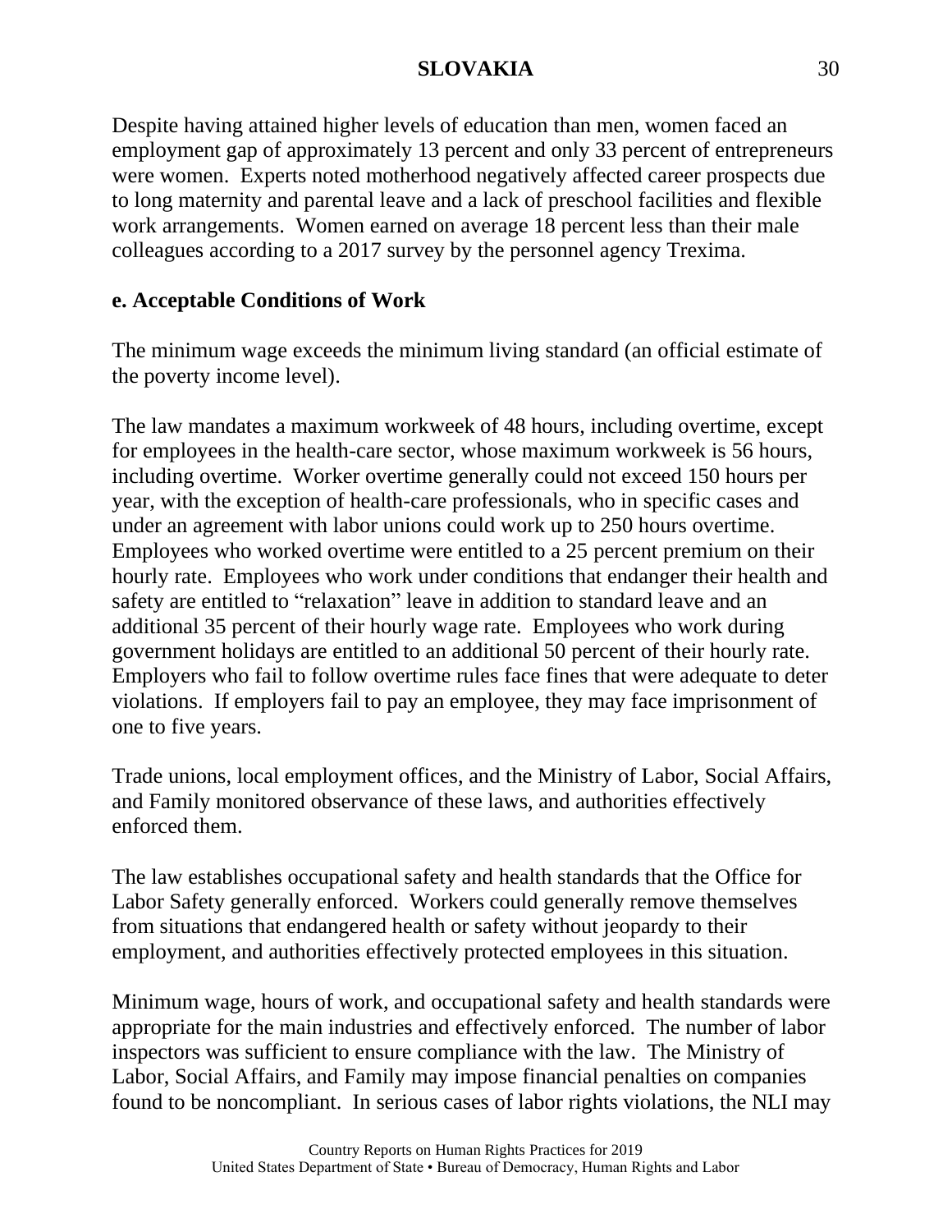Despite having attained higher levels of education than men, women faced an employment gap of approximately 13 percent and only 33 percent of entrepreneurs were women. Experts noted motherhood negatively affected career prospects due to long maternity and parental leave and a lack of preschool facilities and flexible work arrangements. Women earned on average 18 percent less than their male colleagues according to a 2017 survey by the personnel agency Trexima.

**e. Acceptable Conditions of Work**

The minimum wage exceeds the minimum living standard (an official estimate of the poverty income level).

The law mandates a maximum workweek of 48 hours, including overtime, except for employees in the health-care sector, whose maximum workweek is 56 hours, including overtime. Worker overtime generally could not exceed 150 hours per year, with the exception of health-care professionals, who in specific cases and under an agreement with labor unions could work up to 250 hours overtime. Employees who worked overtime were entitled to a 25 percent premium on their hourly rate. Employees who work under conditions that endanger their health and safety are entitled to "relaxation" leave in addition to standard leave and an additional 35 percent of their hourly wage rate. Employees who work during government holidays are entitled to an additional 50 percent of their hourly rate. Employers who fail to follow overtime rules face fines that were adequate to deter violations. If employers fail to pay an employee, they may face imprisonment of one to five years.

Trade unions, local employment offices, and the Ministry of Labor, Social Affairs, and Family monitored observance of these laws, and authorities effectively enforced them.

The law establishes occupational safety and health standards that the Office for Labor Safety generally enforced. Workers could generally remove themselves from situations that endangered health or safety without jeopardy to their employment, and authorities effectively protected employees in this situation.

Minimum wage, hours of work, and occupational safety and health standards were appropriate for the main industries and effectively enforced. The number of labor inspectors was sufficient to ensure compliance with the law. The Ministry of Labor, Social Affairs, and Family may impose financial penalties on companies found to be noncompliant. In serious cases of labor rights violations, the NLI may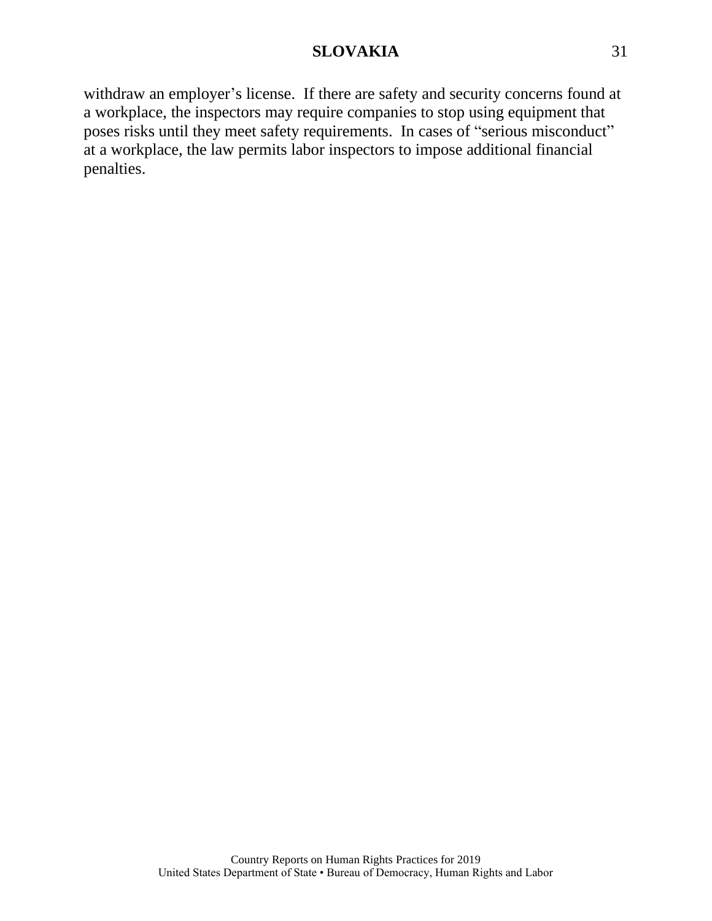withdraw an employer's license. If there are safety and security concerns found at a workplace, the inspectors may require companies to stop using equipment that poses risks until they meet safety requirements. In cases of "serious misconduct" at a workplace, the law permits labor inspectors to impose additional financial penalties.